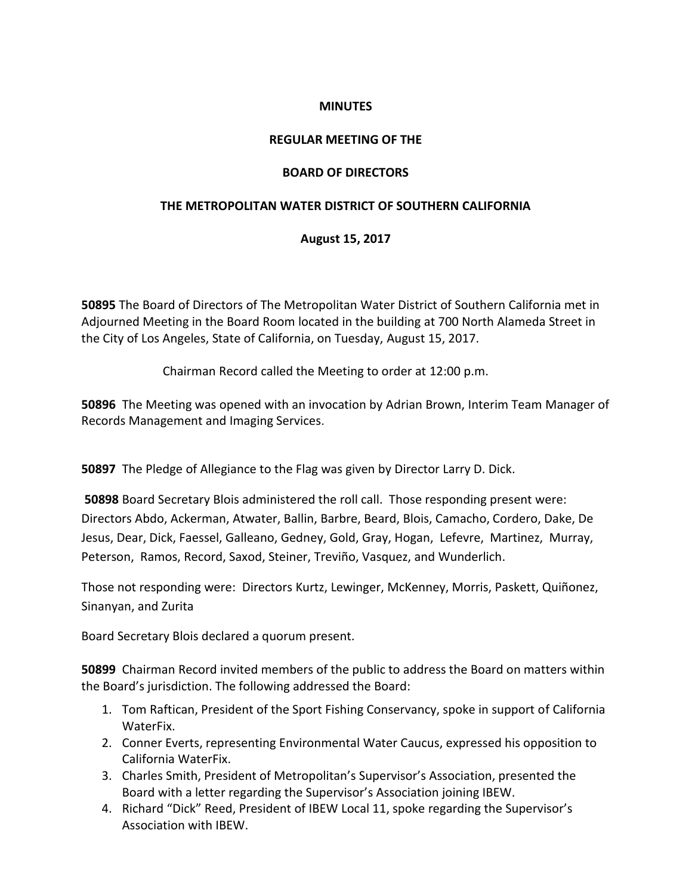**MINUTES**

**REGULAR MEETING OF THE**

**BOARD OF DIRECTORS**

**THE METROPOLITAN WATER DISTRICT OF SOUTHERN CALIFORNIA**

**August 15, 2017**

**50895** The Board of Directors of The Metropolitan Water District of Southern California met in Adjourned Meeting in the Board Room located in the building at 700 North Alameda Street in the City of Los Angeles, State of California, on Tuesday, August 15, 2017.

Chairman Record called the Meeting to order at 12:00 p.m.

**50896** The Meeting was opened with an invocation by Adrian Brown, Interim Team Manager of Records Management and Imaging Services.

**50897** The Pledge of Allegiance to the Flag was given by Director Larry D. Dick.

**50898** Board Secretary Blois administered the roll call. Those responding present were: Directors Abdo, Ackerman, Atwater, Ballin, Barbre, Beard, Blois, Camacho, Cordero, Dake, De Jesus, Dear, Dick, Faessel, Galleano, Gedney, Gold, Gray, Hogan, Lefevre, Martinez, Murray, Peterson, Ramos, Record, Saxod, Steiner, Treviño, Vasquez, and Wunderlich.

Those not responding were: Directors Kurtz, Lewinger, McKenney, Morris, Paskett, Quiñonez, Sinanyan, and Zurita

Board Secretary Blois declared a quorum present.

**50899** Chairman Record invited members of the public to address the Board on matters within the Board's jurisdiction. The following addressed the Board:

1. Tom Raftican, President of the Sport Fishing Conservancy, spoke in support of California WaterFix.
2. Conner Everts, representing Environmental Water Caucus, expressed his opposition to California WaterFix.
3. Charles Smith, President of Metropolitan's Supervisor's Association, presented the Board with a letter regarding the Supervisor's Association joining IBEW.
4. Richard "Dick" Reed, President of IBEW Local 11, spoke regarding the Supervisor's Association with IBEW.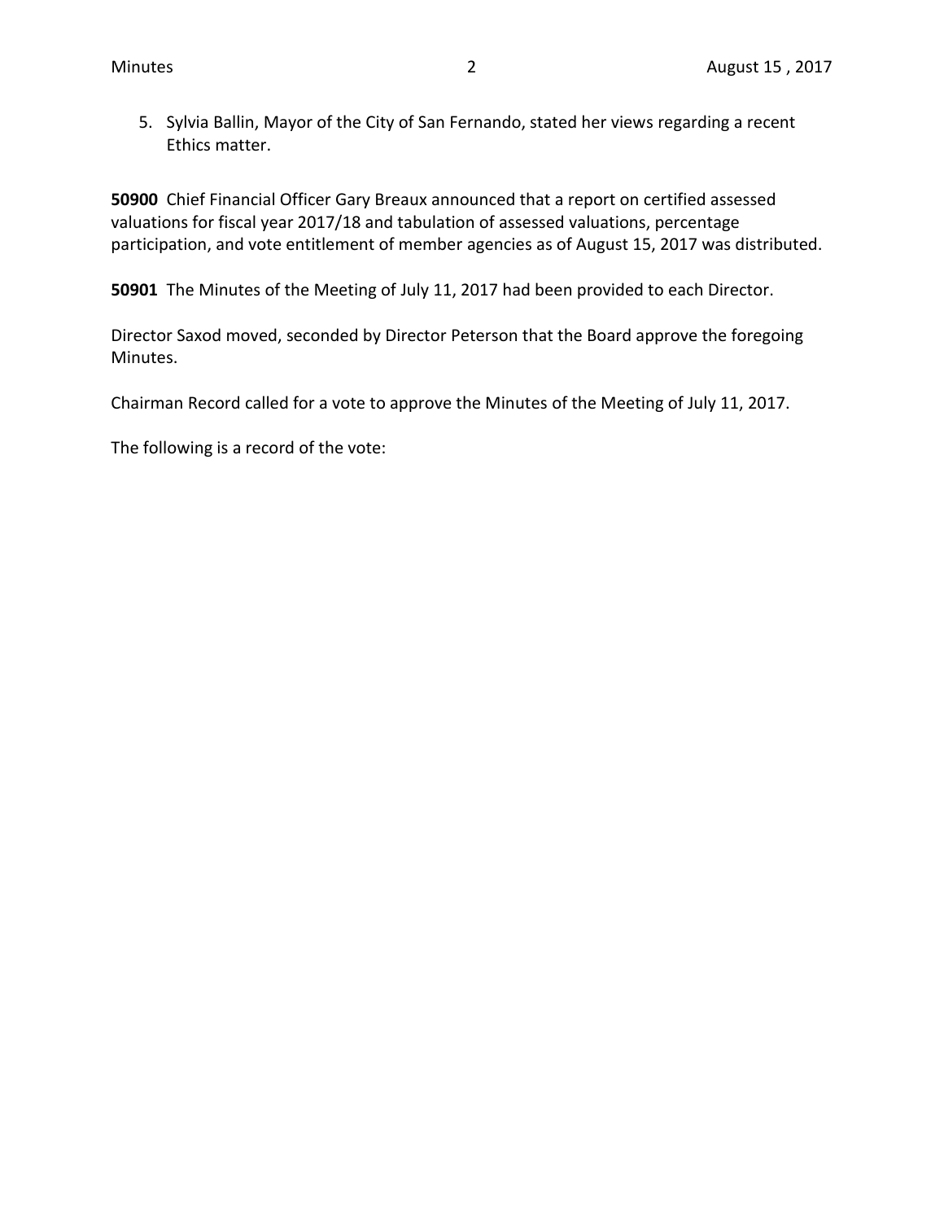5. Sylvia Ballin, Mayor of the City of San Fernando, stated her views regarding a recent Ethics matter.

**50900** Chief Financial Officer Gary Breaux announced that a report on certified assessed valuations for fiscal year 2017/18 and tabulation of assessed valuations, percentage participation, and vote entitlement of member agencies as of August 15, 2017 was distributed.

**50901** The Minutes of the Meeting of July 11, 2017 had been provided to each Director.

Director Saxod moved, seconded by Director Peterson that the Board approve the foregoing Minutes.

Chairman Record called for a vote to approve the Minutes of the Meeting of July 11, 2017.

The following is a record of the vote: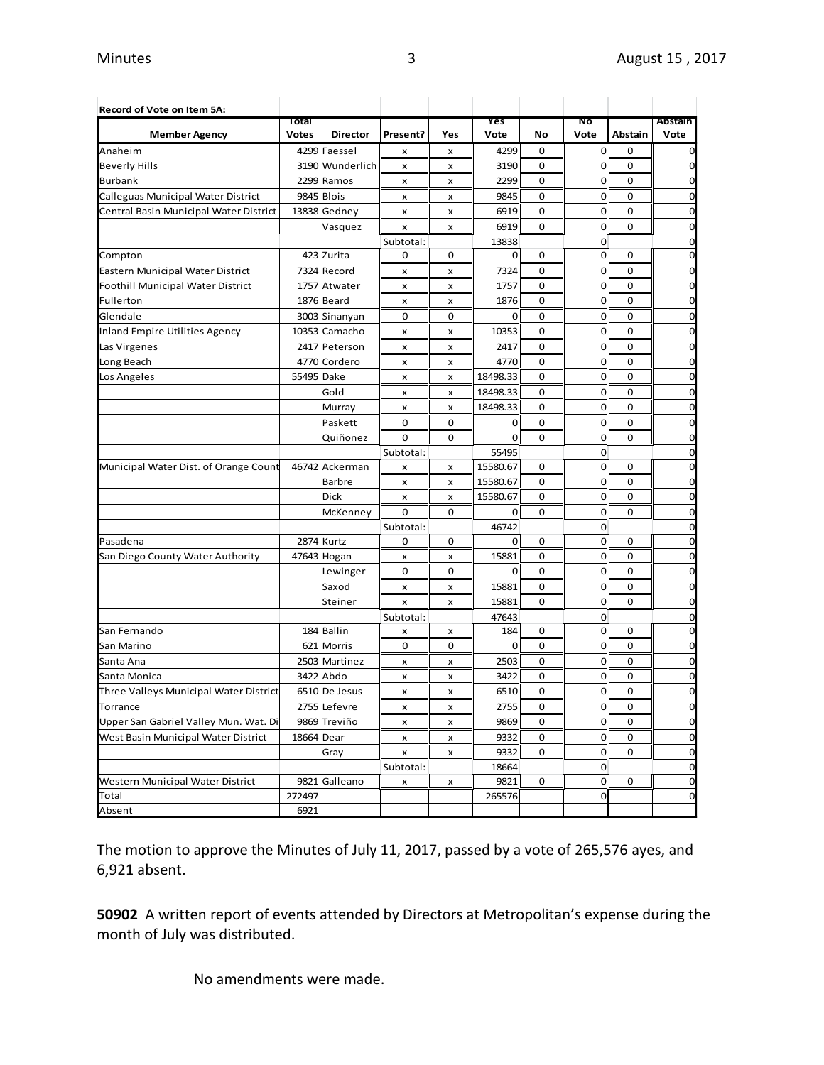| Record of Vote on Item 5A: | | | | | | | | | |
|---|---|---|---|---|---|---|---|---|---|
| **Member Agency** | **Total Votes** | **Director** | **Present?** | **Yes** | **Yes Vote** | **No** | **No Vote** | **Abstain** | **Abstain Vote** |
| Anaheim | 4299 | Faessel | x | x | 4299 | 0 | 0 | 0 | 0 |
| Beverly Hills | 3190 | Wunderlich | x | x | 3190 | 0 | 0 | 0 | 0 |
| Burbank | 2299 | Ramos | x | x | 2299 | 0 | 0 | 0 | 0 |
| Calleguas Municipal Water District | 9845 | Blois | x | x | 9845 | 0 | 0 | 0 | 0 |
| Central Basin Municipal Water District | 13838 | Gedney | x | x | 6919 | 0 | 0 | 0 | 0 |
| | | Vasquez | x | x | 6919 | 0 | 0 | 0 | 0 |
| | | | Subtotal: | | 13838 | | 0 | | 0 |
| Compton | 423 | Zurita | 0 | 0 | 0 | 0 | 0 | 0 | 0 |
| Eastern Municipal Water District | 7324 | Record | x | x | 7324 | 0 | 0 | 0 | 0 |
| Foothill Municipal Water District | 1757 | Atwater | x | x | 1757 | 0 | 0 | 0 | 0 |
| Fullerton | 1876 | Beard | x | x | 1876 | 0 | 0 | 0 | 0 |
| Glendale | 3003 | Sinanyan | 0 | 0 | 0 | 0 | 0 | 0 | 0 |
| Inland Empire Utilities Agency | 10353 | Camacho | x | x | 10353 | 0 | 0 | 0 | 0 |
| Las Virgenes | 2417 | Peterson | x | x | 2417 | 0 | 0 | 0 | 0 |
| Long Beach | 4770 | Cordero | x | x | 4770 | 0 | 0 | 0 | 0 |
| Los Angeles | 55495 | Dake | x | x | 18498.33 | 0 | 0 | 0 | 0 |
| | | Gold | x | x | 18498.33 | 0 | 0 | 0 | 0 |
| | | Murray | x | x | 18498.33 | 0 | 0 | 0 | 0 |
| | | Paskett | 0 | 0 | 0 | 0 | 0 | 0 | 0 |
| | | Quiñonez | 0 | 0 | 0 | 0 | 0 | 0 | 0 |
| | | | Subtotal: | | 55495 | | 0 | | 0 |
| Municipal Water Dist. of Orange Count | 46742 | Ackerman | x | x | 15580.67 | 0 | 0 | 0 | 0 |
| | | Barbre | x | x | 15580.67 | 0 | 0 | 0 | 0 |
| | | Dick | x | x | 15580.67 | 0 | 0 | 0 | 0 |
| | | McKenney | 0 | 0 | 0 | 0 | 0 | 0 | 0 |
| | | | Subtotal: | | 46742 | | 0 | | 0 |
| Pasadena | 2874 | Kurtz | 0 | 0 | 0 | 0 | 0 | 0 | 0 |
| San Diego County Water Authority | 47643 | Hogan | x | x | 15881 | 0 | 0 | 0 | 0 |
| | | Lewinger | 0 | 0 | 0 | 0 | 0 | 0 | 0 |
| | | Saxod | x | x | 15881 | 0 | 0 | 0 | 0 |
| | | Steiner | x | x | 15881 | 0 | 0 | 0 | 0 |
| | | | Subtotal: | | 47643 | | 0 | | 0 |
| San Fernando | 184 | Ballin | x | x | 184 | 0 | 0 | 0 | 0 |
| San Marino | 621 | Morris | 0 | 0 | 0 | 0 | 0 | 0 | 0 |
| Santa Ana | 2503 | Martinez | x | x | 2503 | 0 | 0 | 0 | 0 |
| Santa Monica | 3422 | Abdo | x | x | 3422 | 0 | 0 | 0 | 0 |
| Three Valleys Municipal Water District | 6510 | De Jesus | x | x | 6510 | 0 | 0 | 0 | 0 |
| Torrance | 2755 | Lefevre | x | x | 2755 | 0 | 0 | 0 | 0 |
| Upper San Gabriel Valley Mun. Wat. Di | 9869 | Treviño | x | x | 9869 | 0 | 0 | 0 | 0 |
| West Basin Municipal Water District | 18664 | Dear | x | x | 9332 | 0 | 0 | 0 | 0 |
| | | Gray | x | x | 9332 | 0 | 0 | 0 | 0 |
| | | | Subtotal: | | 18664 | | 0 | | 0 |
| Western Municipal Water District | 9821 | Galleano | x | x | 9821 | 0 | 0 | 0 | 0 |
| Total | 272497 | | | | 265576 | | 0 | | 0 |
| Absent | 6921 | | | | | | | | |

The motion to approve the Minutes of July 11, 2017, passed by a vote of 265,576 ayes, and 6,921 absent.

**50902** A written report of events attended by Directors at Metropolitan's expense during the month of July was distributed.

No amendments were made.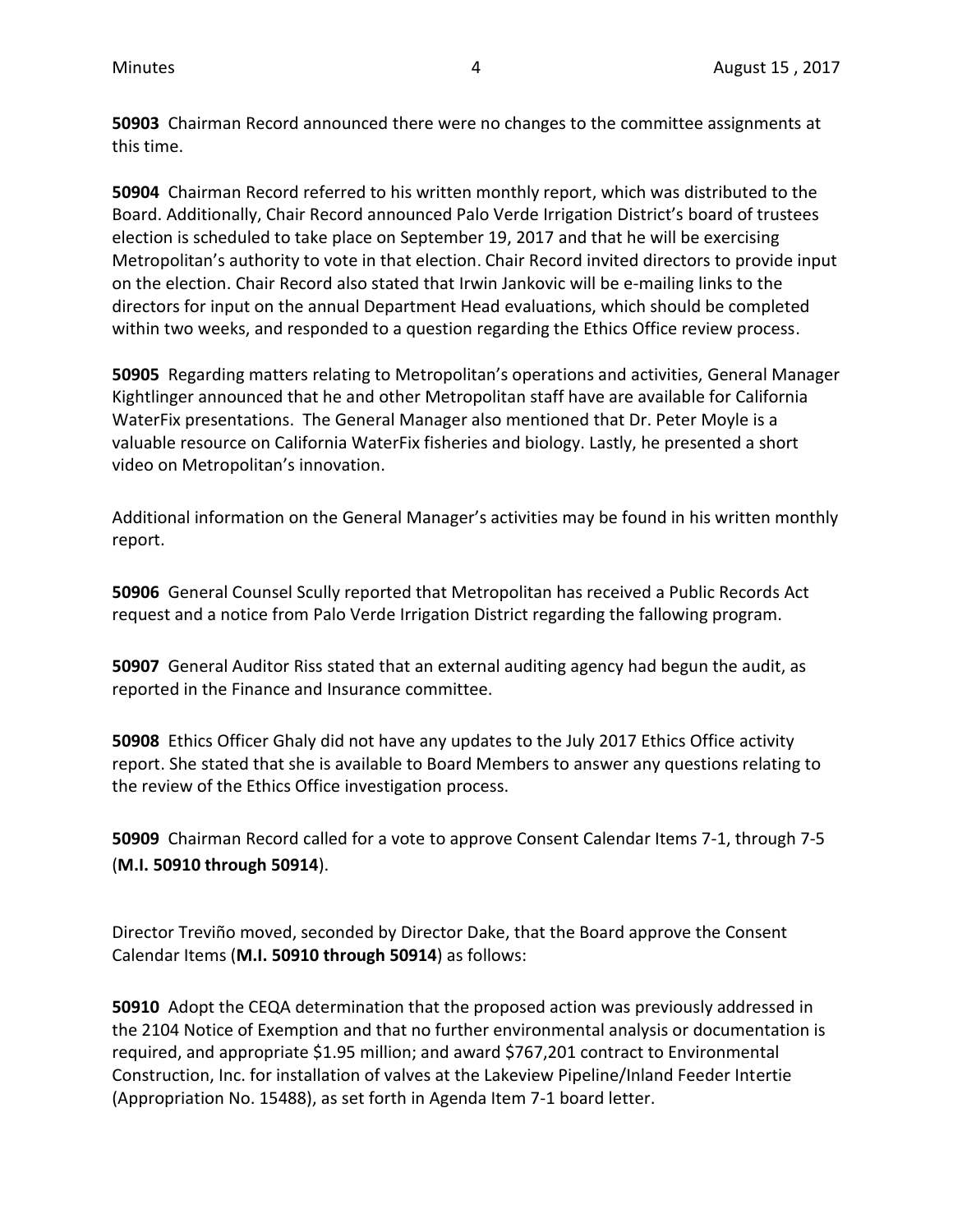**50903** Chairman Record announced there were no changes to the committee assignments at this time.

**50904** Chairman Record referred to his written monthly report, which was distributed to the Board. Additionally, Chair Record announced Palo Verde Irrigation District's board of trustees election is scheduled to take place on September 19, 2017 and that he will be exercising Metropolitan's authority to vote in that election. Chair Record invited directors to provide input on the election. Chair Record also stated that Irwin Jankovic will be e-mailing links to the directors for input on the annual Department Head evaluations, which should be completed within two weeks, and responded to a question regarding the Ethics Office review process.

**50905** Regarding matters relating to Metropolitan's operations and activities, General Manager Kightlinger announced that he and other Metropolitan staff have are available for California WaterFix presentations. The General Manager also mentioned that Dr. Peter Moyle is a valuable resource on California WaterFix fisheries and biology. Lastly, he presented a short video on Metropolitan's innovation.

Additional information on the General Manager's activities may be found in his written monthly report.

**50906** General Counsel Scully reported that Metropolitan has received a Public Records Act request and a notice from Palo Verde Irrigation District regarding the fallowing program.

**50907** General Auditor Riss stated that an external auditing agency had begun the audit, as reported in the Finance and Insurance committee.

**50908** Ethics Officer Ghaly did not have any updates to the July 2017 Ethics Office activity report. She stated that she is available to Board Members to answer any questions relating to the review of the Ethics Office investigation process.

**50909** Chairman Record called for a vote to approve Consent Calendar Items 7-1, through 7-5 (**M.I. 50910 through 50914**).

Director Treviño moved, seconded by Director Dake, that the Board approve the Consent Calendar Items (**M.I. 50910 through 50914**) as follows:

**50910** Adopt the CEQA determination that the proposed action was previously addressed in the 2104 Notice of Exemption and that no further environmental analysis or documentation is required, and appropriate $1.95 million; and award $767,201 contract to Environmental Construction, Inc. for installation of valves at the Lakeview Pipeline/Inland Feeder Intertie (Appropriation No. 15488), as set forth in Agenda Item 7-1 board letter.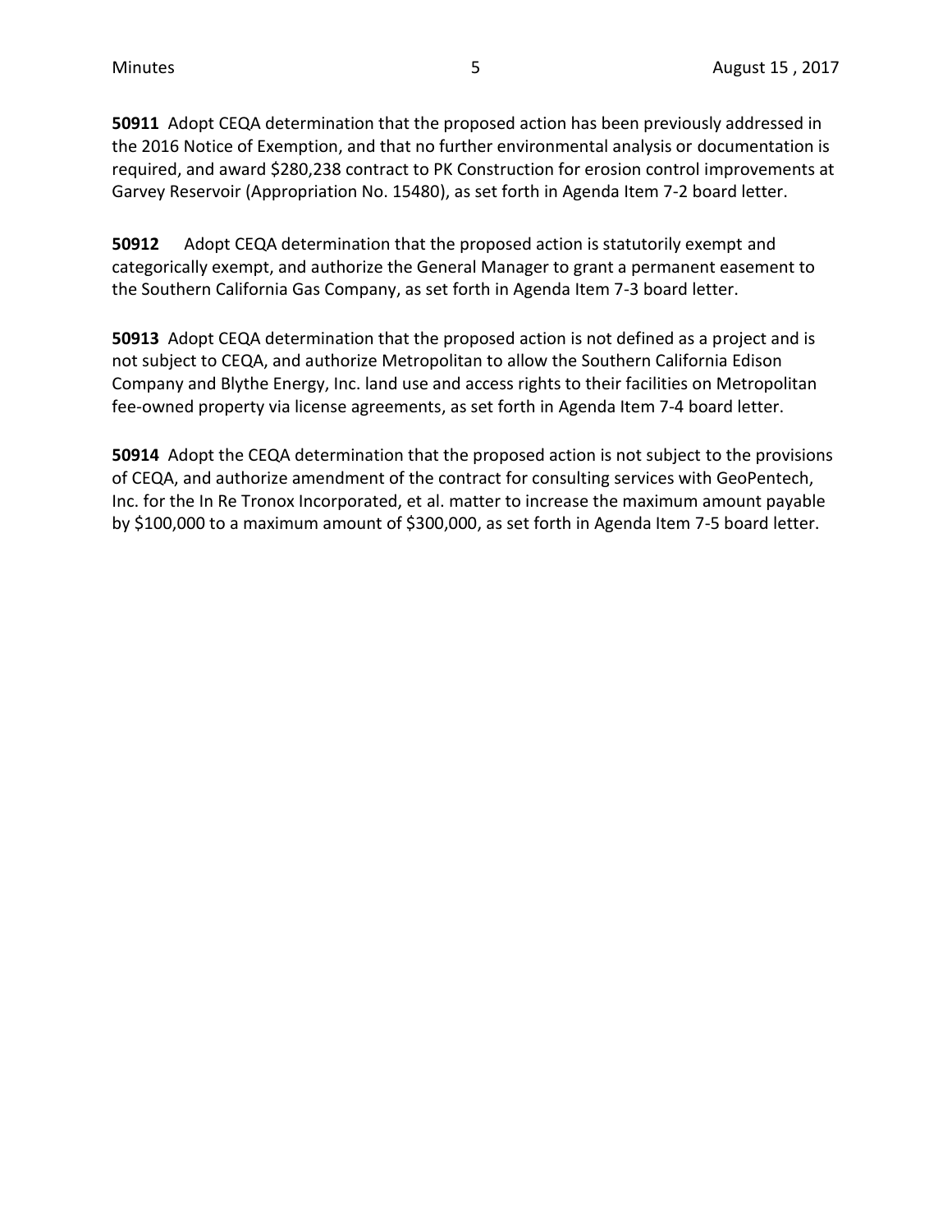**50911** Adopt CEQA determination that the proposed action has been previously addressed in the 2016 Notice of Exemption, and that no further environmental analysis or documentation is required, and award $280,238 contract to PK Construction for erosion control improvements at Garvey Reservoir (Appropriation No. 15480), as set forth in Agenda Item 7-2 board letter.

**50912** Adopt CEQA determination that the proposed action is statutorily exempt and categorically exempt, and authorize the General Manager to grant a permanent easement to the Southern California Gas Company, as set forth in Agenda Item 7-3 board letter.

**50913** Adopt CEQA determination that the proposed action is not defined as a project and is not subject to CEQA, and authorize Metropolitan to allow the Southern California Edison Company and Blythe Energy, Inc. land use and access rights to their facilities on Metropolitan fee-owned property via license agreements, as set forth in Agenda Item 7-4 board letter.

**50914** Adopt the CEQA determination that the proposed action is not subject to the provisions of CEQA, and authorize amendment of the contract for consulting services with GeoPentech, Inc. for the In Re Tronox Incorporated, et al. matter to increase the maximum amount payable by $100,000 to a maximum amount of $300,000, as set forth in Agenda Item 7-5 board letter.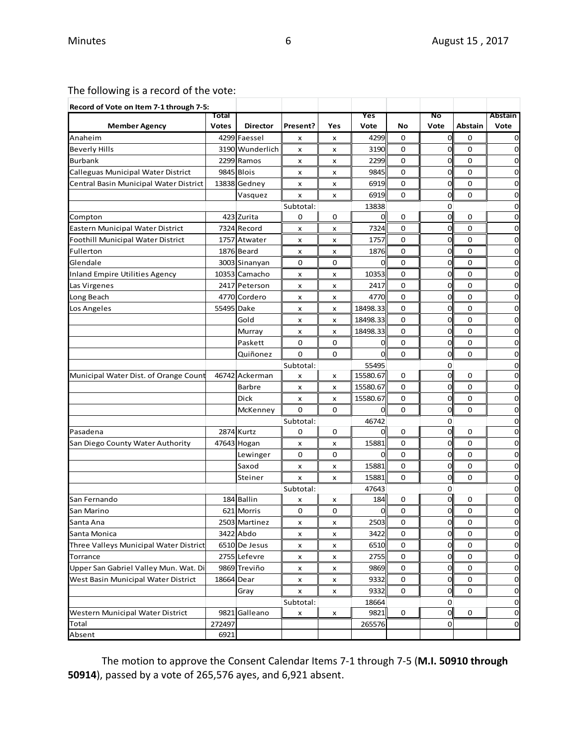The following is a record of the vote:

| Record of Vote on Item 7-1 through 7-5: | | | | | | | | | |
|---|---|---|---|---|---|---|---|---|---|
| **Member Agency** | **Total Votes** | **Director** | **Present?** | **Yes** | **Yes Vote** | **No** | **No Vote** | **Abstain** | **Abstain Vote** |
| Anaheim | 4299 | Faessel | x | x | 4299 | 0 | 0 | 0 | 0 |
| Beverly Hills | 3190 | Wunderlich | x | x | 3190 | 0 | 0 | 0 | 0 |
| Burbank | 2299 | Ramos | x | x | 2299 | 0 | 0 | 0 | 0 |
| Calleguas Municipal Water District | 9845 | Blois | x | x | 9845 | 0 | 0 | 0 | 0 |
| Central Basin Municipal Water District | 13838 | Gedney | x | x | 6919 | 0 | 0 | 0 | 0 |
| | | Vasquez | x | x | 6919 | 0 | 0 | 0 | 0 |
| | | | Subtotal: | | 13838 | | 0 | | 0 |
| Compton | 423 | Zurita | 0 | 0 | 0 | 0 | 0 | 0 | 0 |
| Eastern Municipal Water District | 7324 | Record | x | x | 7324 | 0 | 0 | 0 | 0 |
| Foothill Municipal Water District | 1757 | Atwater | x | x | 1757 | 0 | 0 | 0 | 0 |
| Fullerton | 1876 | Beard | x | x | 1876 | 0 | 0 | 0 | 0 |
| Glendale | 3003 | Sinanyan | 0 | 0 | 0 | 0 | 0 | 0 | 0 |
| Inland Empire Utilities Agency | 10353 | Camacho | x | x | 10353 | 0 | 0 | 0 | 0 |
| Las Virgenes | 2417 | Peterson | x | x | 2417 | 0 | 0 | 0 | 0 |
| Long Beach | 4770 | Cordero | x | x | 4770 | 0 | 0 | 0 | 0 |
| Los Angeles | 55495 | Dake | x | x | 18498.33 | 0 | 0 | 0 | 0 |
| | | Gold | x | x | 18498.33 | 0 | 0 | 0 | 0 |
| | | Murray | x | x | 18498.33 | 0 | 0 | 0 | 0 |
| | | Paskett | 0 | 0 | 0 | 0 | 0 | 0 | 0 |
| | | Quiñonez | 0 | 0 | 0 | 0 | 0 | 0 | 0 |
| | | | Subtotal: | | 55495 | | 0 | | 0 |
| Municipal Water Dist. of Orange Count | 46742 | Ackerman | x | x | 15580.67 | 0 | 0 | 0 | 0 |
| | | Barbre | x | x | 15580.67 | 0 | 0 | 0 | 0 |
| | | Dick | x | x | 15580.67 | 0 | 0 | 0 | 0 |
| | | McKenney | 0 | 0 | 0 | 0 | 0 | 0 | 0 |
| | | | Subtotal: | | 46742 | | 0 | | 0 |
| Pasadena | 2874 | Kurtz | 0 | 0 | 0 | 0 | 0 | 0 | 0 |
| San Diego County Water Authority | 47643 | Hogan | x | x | 15881 | 0 | 0 | 0 | 0 |
| | | Lewinger | 0 | 0 | 0 | 0 | 0 | 0 | 0 |
| | | Saxod | x | x | 15881 | 0 | 0 | 0 | 0 |
| | | Steiner | x | x | 15881 | 0 | 0 | 0 | 0 |
| | | | Subtotal: | | 47643 | | 0 | | 0 |
| San Fernando | 184 | Ballin | x | x | 184 | 0 | 0 | 0 | 0 |
| San Marino | 621 | Morris | 0 | 0 | 0 | 0 | 0 | 0 | 0 |
| Santa Ana | 2503 | Martinez | x | x | 2503 | 0 | 0 | 0 | 0 |
| Santa Monica | 3422 | Abdo | x | x | 3422 | 0 | 0 | 0 | 0 |
| Three Valleys Municipal Water District | 6510 | De Jesus | x | x | 6510 | 0 | 0 | 0 | 0 |
| Torrance | 2755 | Lefevre | x | x | 2755 | 0 | 0 | 0 | 0 |
| Upper San Gabriel Valley Mun. Wat. Di | 9869 | Treviño | x | x | 9869 | 0 | 0 | 0 | 0 |
| West Basin Municipal Water District | 18664 | Dear | x | x | 9332 | 0 | 0 | 0 | 0 |
| | | Gray | x | x | 9332 | 0 | 0 | 0 | 0 |
| | | | Subtotal: | | 18664 | | 0 | | 0 |
| Western Municipal Water District | 9821 | Galleano | x | x | 9821 | 0 | 0 | 0 | 0 |
| Total | 272497 | | | | 265576 | | 0 | | 0 |
| Absent | 6921 | | | | | | | | |

The motion to approve the Consent Calendar Items 7-1 through 7-5 (**M.I. 50910 through 50914**), passed by a vote of 265,576 ayes, and 6,921 absent.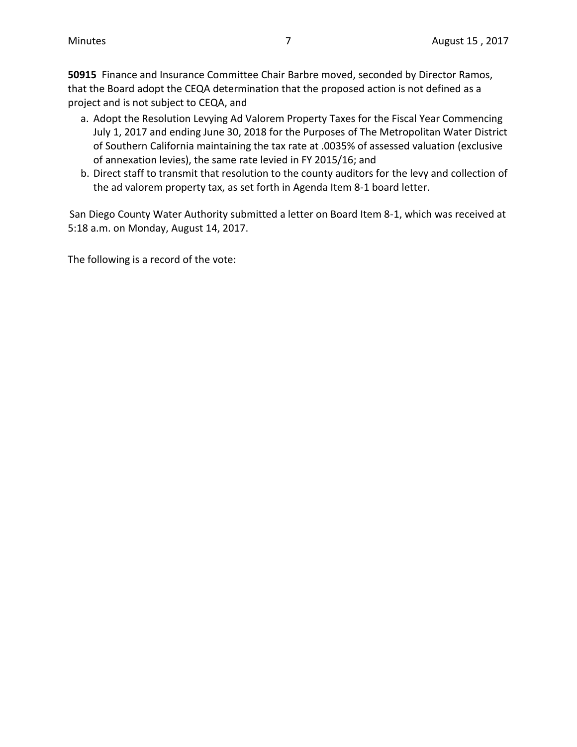**50915** Finance and Insurance Committee Chair Barbre moved, seconded by Director Ramos, that the Board adopt the CEQA determination that the proposed action is not defined as a project and is not subject to CEQA, and

a. Adopt the Resolution Levying Ad Valorem Property Taxes for the Fiscal Year Commencing July 1, 2017 and ending June 30, 2018 for the Purposes of The Metropolitan Water District of Southern California maintaining the tax rate at .0035% of assessed valuation (exclusive of annexation levies), the same rate levied in FY 2015/16; and
b. Direct staff to transmit that resolution to the county auditors for the levy and collection of the ad valorem property tax, as set forth in Agenda Item 8-1 board letter.

San Diego County Water Authority submitted a letter on Board Item 8-1, which was received at 5:18 a.m. on Monday, August 14, 2017.

The following is a record of the vote: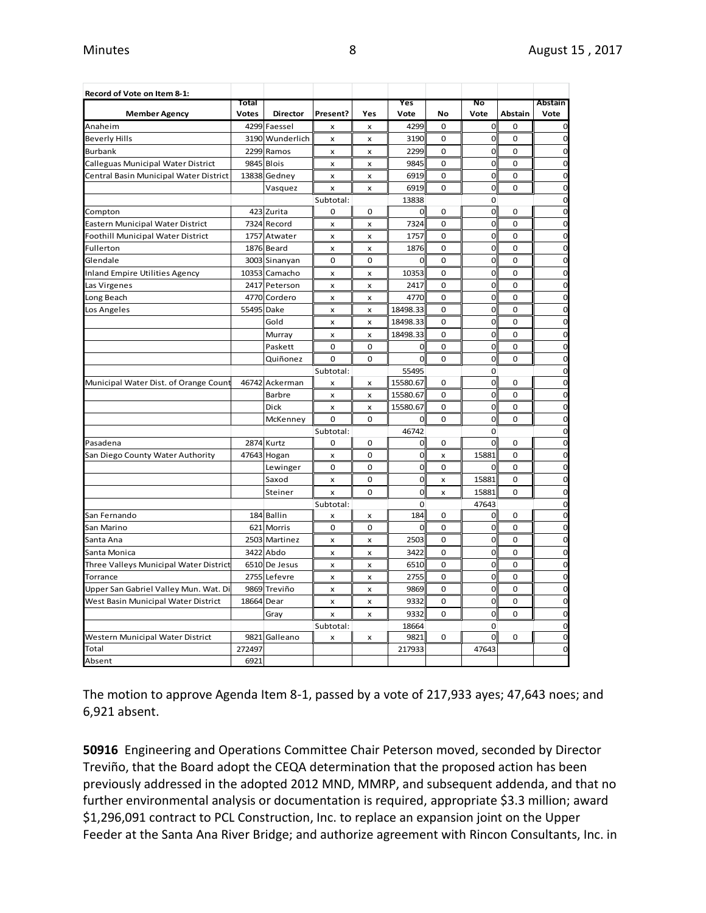| Record of Vote on Item 8-1: | | | | | | | | | |
|---|---|---|---|---|---|---|---|---|---|
| **Member Agency** | **Total Votes** | **Director** | **Present?** | **Yes** | **Yes Vote** | **No** | **No Vote** | **Abstain** | **Abstain Vote** |
| Anaheim | 4299 | Faessel | x | x | 4299 | 0 | 0 | 0 | 0 |
| Beverly Hills | 3190 | Wunderlich | x | x | 3190 | 0 | 0 | 0 | 0 |
| Burbank | 2299 | Ramos | x | x | 2299 | 0 | 0 | 0 | 0 |
| Calleguas Municipal Water District | 9845 | Blois | x | x | 9845 | 0 | 0 | 0 | 0 |
| Central Basin Municipal Water District | 13838 | Gedney | x | x | 6919 | 0 | 0 | 0 | 0 |
| | | Vasquez | x | x | 6919 | 0 | 0 | 0 | 0 |
| | | | Subtotal: | | 13838 | | 0 | | 0 |
| Compton | 423 | Zurita | 0 | 0 | 0 | 0 | 0 | 0 | 0 |
| Eastern Municipal Water District | 7324 | Record | x | x | 7324 | 0 | 0 | 0 | 0 |
| Foothill Municipal Water District | 1757 | Atwater | x | x | 1757 | 0 | 0 | 0 | 0 |
| Fullerton | 1876 | Beard | x | x | 1876 | 0 | 0 | 0 | 0 |
| Glendale | 3003 | Sinanyan | 0 | 0 | 0 | 0 | 0 | 0 | 0 |
| Inland Empire Utilities Agency | 10353 | Camacho | x | x | 10353 | 0 | 0 | 0 | 0 |
| Las Virgenes | 2417 | Peterson | x | x | 2417 | 0 | 0 | 0 | 0 |
| Long Beach | 4770 | Cordero | x | x | 4770 | 0 | 0 | 0 | 0 |
| Los Angeles | 55495 | Dake | x | x | 18498.33 | 0 | 0 | 0 | 0 |
| | | Gold | x | x | 18498.33 | 0 | 0 | 0 | 0 |
| | | Murray | x | x | 18498.33 | 0 | 0 | 0 | 0 |
| | | Paskett | 0 | 0 | 0 | 0 | 0 | 0 | 0 |
| | | Quiñonez | 0 | 0 | 0 | 0 | 0 | 0 | 0 |
| | | | Subtotal: | | 55495 | | 0 | | 0 |
| Municipal Water Dist. of Orange Count | 46742 | Ackerman | x | x | 15580.67 | 0 | 0 | 0 | 0 |
| | | Barbre | x | x | 15580.67 | 0 | 0 | 0 | 0 |
| | | Dick | x | x | 15580.67 | 0 | 0 | 0 | 0 |
| | | McKenney | 0 | 0 | 0 | 0 | 0 | 0 | 0 |
| | | | Subtotal: | | 46742 | | 0 | | 0 |
| Pasadena | 2874 | Kurtz | 0 | 0 | 0 | 0 | 0 | 0 | 0 |
| San Diego County Water Authority | 47643 | Hogan | x | 0 | 0 | x | 15881 | 0 | 0 |
| | | Lewinger | 0 | 0 | 0 | 0 | 0 | 0 | 0 |
| | | Saxod | x | 0 | 0 | x | 15881 | 0 | 0 |
| | | Steiner | x | 0 | 0 | x | 15881 | 0 | 0 |
| | | | Subtotal: | | 0 | | 47643 | | 0 |
| San Fernando | 184 | Ballin | x | x | 184 | 0 | 0 | 0 | 0 |
| San Marino | 621 | Morris | 0 | 0 | 0 | 0 | 0 | 0 | 0 |
| Santa Ana | 2503 | Martinez | x | x | 2503 | 0 | 0 | 0 | 0 |
| Santa Monica | 3422 | Abdo | x | x | 3422 | 0 | 0 | 0 | 0 |
| Three Valleys Municipal Water District | 6510 | De Jesus | x | x | 6510 | 0 | 0 | 0 | 0 |
| Torrance | 2755 | Lefevre | x | x | 2755 | 0 | 0 | 0 | 0 |
| Upper San Gabriel Valley Mun. Wat. Di | 9869 | Treviño | x | x | 9869 | 0 | 0 | 0 | 0 |
| West Basin Municipal Water District | 18664 | Dear | x | x | 9332 | 0 | 0 | 0 | 0 |
| | | Gray | x | x | 9332 | 0 | 0 | 0 | 0 |
| | | | Subtotal: | | 18664 | | 0 | | 0 |
| Western Municipal Water District | 9821 | Galleano | x | x | 9821 | 0 | 0 | 0 | 0 |
| Total | 272497 | | | | 217933 | | 47643 | | 0 |
| Absent | 6921 | | | | | | | | |

The motion to approve Agenda Item 8-1, passed by a vote of 217,933 ayes; 47,643 noes; and 6,921 absent.

**50916** Engineering and Operations Committee Chair Peterson moved, seconded by Director Treviño, that the Board adopt the CEQA determination that the proposed action has been previously addressed in the adopted 2012 MND, MMRP, and subsequent addenda, and that no further environmental analysis or documentation is required, appropriate $3.3 million; award $1,296,091 contract to PCL Construction, Inc. to replace an expansion joint on the Upper Feeder at the Santa Ana River Bridge; and authorize agreement with Rincon Consultants, Inc. in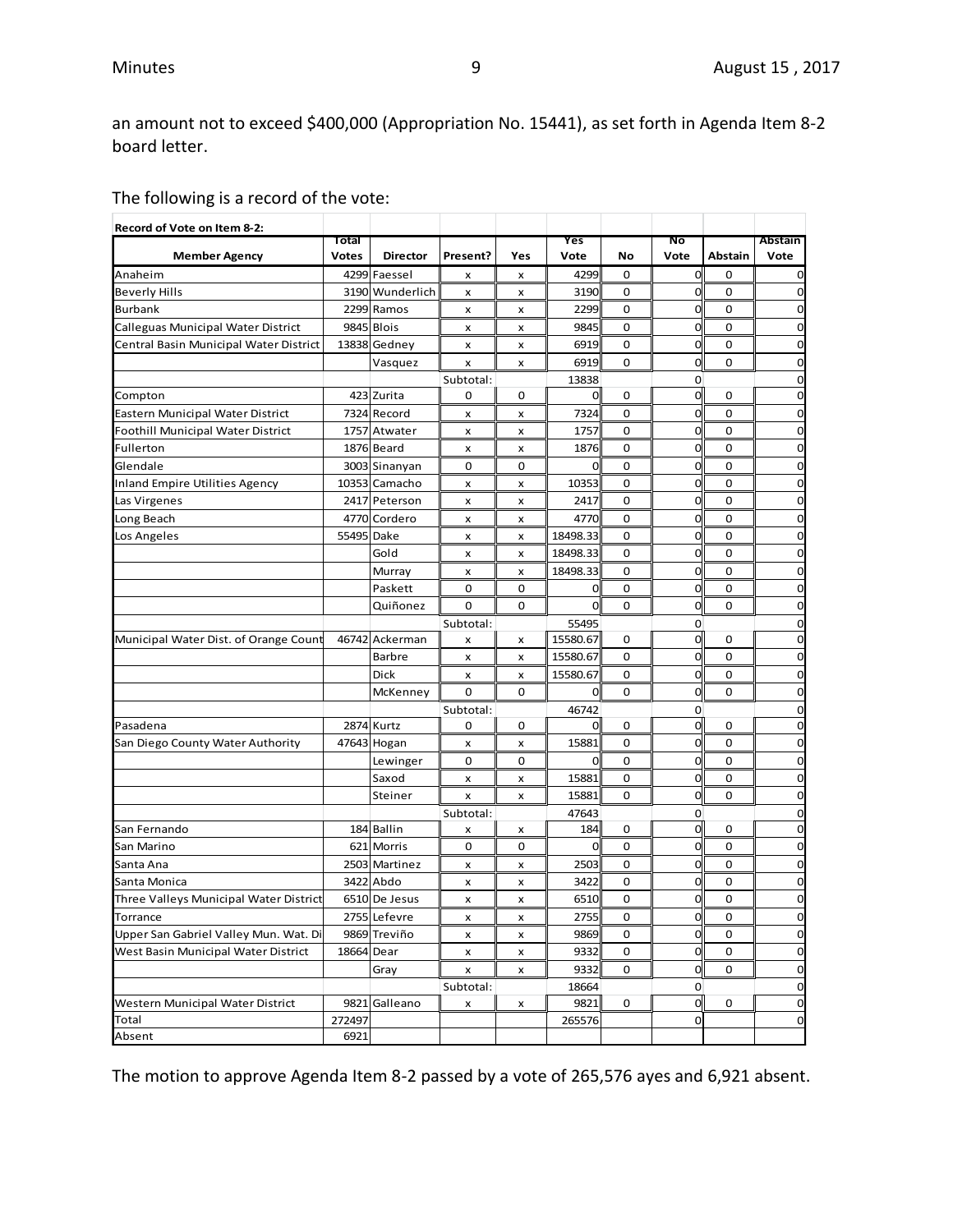an amount not to exceed $400,000 (Appropriation No. 15441), as set forth in Agenda Item 8-2 board letter.

The following is a record of the vote:

| Record of Vote on Item 8-2: | | | | | | | | | |
|---|---|---|---|---|---|---|---|---|---|
| **Member Agency** | **Total Votes** | **Director** | **Present?** | **Yes** | **Yes Vote** | **No** | **No Vote** | **Abstain** | **Abstain Vote** |
| Anaheim | 4299 | Faessel | x | x | 4299 | 0 | 0 | 0 | 0 |
| Beverly Hills | 3190 | Wunderlich | x | x | 3190 | 0 | 0 | 0 | 0 |
| Burbank | 2299 | Ramos | x | x | 2299 | 0 | 0 | 0 | 0 |
| Calleguas Municipal Water District | 9845 | Blois | x | x | 9845 | 0 | 0 | 0 | 0 |
| Central Basin Municipal Water District | 13838 | Gedney | x | x | 6919 | 0 | 0 | 0 | 0 |
| | | Vasquez | x | x | 6919 | 0 | 0 | 0 | 0 |
| | | | Subtotal: | | 13838 | | 0 | | 0 |
| Compton | 423 | Zurita | 0 | 0 | 0 | 0 | 0 | 0 | 0 |
| Eastern Municipal Water District | 7324 | Record | x | x | 7324 | 0 | 0 | 0 | 0 |
| Foothill Municipal Water District | 1757 | Atwater | x | x | 1757 | 0 | 0 | 0 | 0 |
| Fullerton | 1876 | Beard | x | x | 1876 | 0 | 0 | 0 | 0 |
| Glendale | 3003 | Sinanyan | 0 | 0 | 0 | 0 | 0 | 0 | 0 |
| Inland Empire Utilities Agency | 10353 | Camacho | x | x | 10353 | 0 | 0 | 0 | 0 |
| Las Virgenes | 2417 | Peterson | x | x | 2417 | 0 | 0 | 0 | 0 |
| Long Beach | 4770 | Cordero | x | x | 4770 | 0 | 0 | 0 | 0 |
| Los Angeles | 55495 | Dake | x | x | 18498.33 | 0 | 0 | 0 | 0 |
| | | Gold | x | x | 18498.33 | 0 | 0 | 0 | 0 |
| | | Murray | x | x | 18498.33 | 0 | 0 | 0 | 0 |
| | | Paskett | 0 | 0 | 0 | 0 | 0 | 0 | 0 |
| | | Quiñonez | 0 | 0 | 0 | 0 | 0 | 0 | 0 |
| | | | Subtotal: | | 55495 | | 0 | | 0 |
| Municipal Water Dist. of Orange Count | 46742 | Ackerman | x | x | 15580.67 | 0 | 0 | 0 | 0 |
| | | Barbre | x | x | 15580.67 | 0 | 0 | 0 | 0 |
| | | Dick | x | x | 15580.67 | 0 | 0 | 0 | 0 |
| | | McKenney | 0 | 0 | 0 | 0 | 0 | 0 | 0 |
| | | | Subtotal: | | 46742 | | 0 | | 0 |
| Pasadena | 2874 | Kurtz | 0 | 0 | 0 | 0 | 0 | 0 | 0 |
| San Diego County Water Authority | 47643 | Hogan | x | x | 15881 | 0 | 0 | 0 | 0 |
| | | Lewinger | 0 | 0 | 0 | 0 | 0 | 0 | 0 |
| | | Saxod | x | x | 15881 | 0 | 0 | 0 | 0 |
| | | Steiner | x | x | 15881 | 0 | 0 | 0 | 0 |
| | | | Subtotal: | | 47643 | | 0 | | 0 |
| San Fernando | 184 | Ballin | x | x | 184 | 0 | 0 | 0 | 0 |
| San Marino | 621 | Morris | 0 | 0 | 0 | 0 | 0 | 0 | 0 |
| Santa Ana | 2503 | Martinez | x | x | 2503 | 0 | 0 | 0 | 0 |
| Santa Monica | 3422 | Abdo | x | x | 3422 | 0 | 0 | 0 | 0 |
| Three Valleys Municipal Water District | 6510 | De Jesus | x | x | 6510 | 0 | 0 | 0 | 0 |
| Torrance | 2755 | Lefevre | x | x | 2755 | 0 | 0 | 0 | 0 |
| Upper San Gabriel Valley Mun. Wat. Di | 9869 | Treviño | x | x | 9869 | 0 | 0 | 0 | 0 |
| West Basin Municipal Water District | 18664 | Dear | x | x | 9332 | 0 | 0 | 0 | 0 |
| | | Gray | x | x | 9332 | 0 | 0 | 0 | 0 |
| | | | Subtotal: | | 18664 | | 0 | | 0 |
| Western Municipal Water District | 9821 | Galleano | x | x | 9821 | 0 | 0 | 0 | 0 |
| Total | 272497 | | | | 265576 | | 0 | | 0 |
| Absent | 6921 | | | | | | | | |

The motion to approve Agenda Item 8-2 passed by a vote of 265,576 ayes and 6,921 absent.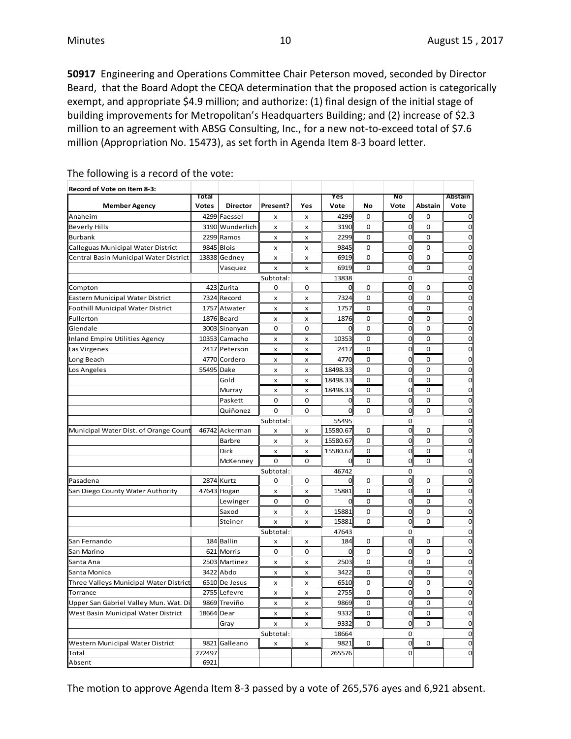**50917** Engineering and Operations Committee Chair Peterson moved, seconded by Director Beard, that the Board Adopt the CEQA determination that the proposed action is categorically exempt, and appropriate $4.9 million; and authorize: (1) final design of the initial stage of building improvements for Metropolitan's Headquarters Building; and (2) increase of $2.3 million to an agreement with ABSG Consulting, Inc., for a new not-to-exceed total of $7.6 million (Appropriation No. 15473), as set forth in Agenda Item 8-3 board letter.

The following is a record of the vote:

**Record of Vote on Item 8-3:**

| Member Agency | Total Votes | Director | Present? | Yes | Yes Vote | No | No Vote | Abstain | Abstain Vote |
|---|---|---|---|---|---|---|---|---|---|
| Anaheim | 4299 | Faessel | x | x | 4299 | 0 | 0 | 0 | 0 |
| Beverly Hills | 3190 | Wunderlich | x | x | 3190 | 0 | 0 | 0 | 0 |
| Burbank | 2299 | Ramos | x | x | 2299 | 0 | 0 | 0 | 0 |
| Calleguas Municipal Water District | 9845 | Blois | x | x | 9845 | 0 | 0 | 0 | 0 |
| Central Basin Municipal Water District | 13838 | Gedney | x | x | 6919 | 0 | 0 | 0 | 0 |
| | | Vasquez | x | x | 6919 | 0 | 0 | 0 | 0 |
| | | | Subtotal: | | 13838 | | 0 | | 0 |
| Compton | 423 | Zurita | 0 | 0 | 0 | 0 | 0 | 0 | 0 |
| Eastern Municipal Water District | 7324 | Record | x | x | 7324 | 0 | 0 | 0 | 0 |
| Foothill Municipal Water District | 1757 | Atwater | x | x | 1757 | 0 | 0 | 0 | 0 |
| Fullerton | 1876 | Beard | x | x | 1876 | 0 | 0 | 0 | 0 |
| Glendale | 3003 | Sinanyan | 0 | 0 | 0 | 0 | 0 | 0 | 0 |
| Inland Empire Utilities Agency | 10353 | Camacho | x | x | 10353 | 0 | 0 | 0 | 0 |
| Las Virgenes | 2417 | Peterson | x | x | 2417 | 0 | 0 | 0 | 0 |
| Long Beach | 4770 | Cordero | x | x | 4770 | 0 | 0 | 0 | 0 |
| Los Angeles | 55495 | Dake | x | x | 18498.33 | 0 | 0 | 0 | 0 |
| | | Gold | x | x | 18498.33 | 0 | 0 | 0 | 0 |
| | | Murray | x | x | 18498.33 | 0 | 0 | 0 | 0 |
| | | Paskett | 0 | 0 | 0 | 0 | 0 | 0 | 0 |
| | | Quiñonez | 0 | 0 | 0 | 0 | 0 | 0 | 0 |
| | | | Subtotal: | | 55495 | | 0 | | 0 |
| Municipal Water Dist. of Orange Count | 46742 | Ackerman | x | x | 15580.67 | 0 | 0 | 0 | 0 |
| | | Barbre | x | x | 15580.67 | 0 | 0 | 0 | 0 |
| | | Dick | x | x | 15580.67 | 0 | 0 | 0 | 0 |
| | | McKenney | 0 | 0 | 0 | 0 | 0 | 0 | 0 |
| | | | Subtotal: | | 46742 | | 0 | | 0 |
| Pasadena | 2874 | Kurtz | 0 | 0 | 0 | 0 | 0 | 0 | 0 |
| San Diego County Water Authority | 47643 | Hogan | x | x | 15881 | 0 | 0 | 0 | 0 |
| | | Lewinger | 0 | 0 | 0 | 0 | 0 | 0 | 0 |
| | | Saxod | x | x | 15881 | 0 | 0 | 0 | 0 |
| | | Steiner | x | x | 15881 | 0 | 0 | 0 | 0 |
| | | | Subtotal: | | 47643 | | 0 | | 0 |
| San Fernando | 184 | Ballin | x | x | 184 | 0 | 0 | 0 | 0 |
| San Marino | 621 | Morris | 0 | 0 | 0 | 0 | 0 | 0 | 0 |
| Santa Ana | 2503 | Martinez | x | x | 2503 | 0 | 0 | 0 | 0 |
| Santa Monica | 3422 | Abdo | x | x | 3422 | 0 | 0 | 0 | 0 |
| Three Valleys Municipal Water District | 6510 | De Jesus | x | x | 6510 | 0 | 0 | 0 | 0 |
| Torrance | 2755 | Lefevre | x | x | 2755 | 0 | 0 | 0 | 0 |
| Upper San Gabriel Valley Mun. Wat. Di | 9869 | Treviño | x | x | 9869 | 0 | 0 | 0 | 0 |
| West Basin Municipal Water District | 18664 | Dear | x | x | 9332 | 0 | 0 | 0 | 0 |
| | | Gray | x | x | 9332 | 0 | 0 | 0 | 0 |
| | | | Subtotal: | | 18664 | | 0 | | 0 |
| Western Municipal Water District | 9821 | Galleano | x | x | 9821 | 0 | 0 | 0 | 0 |
| Total | 272497 | | | | 265576 | | 0 | | 0 |
| Absent | 6921 | | | | | | | | |

The motion to approve Agenda Item 8-3 passed by a vote of 265,576 ayes and 6,921 absent.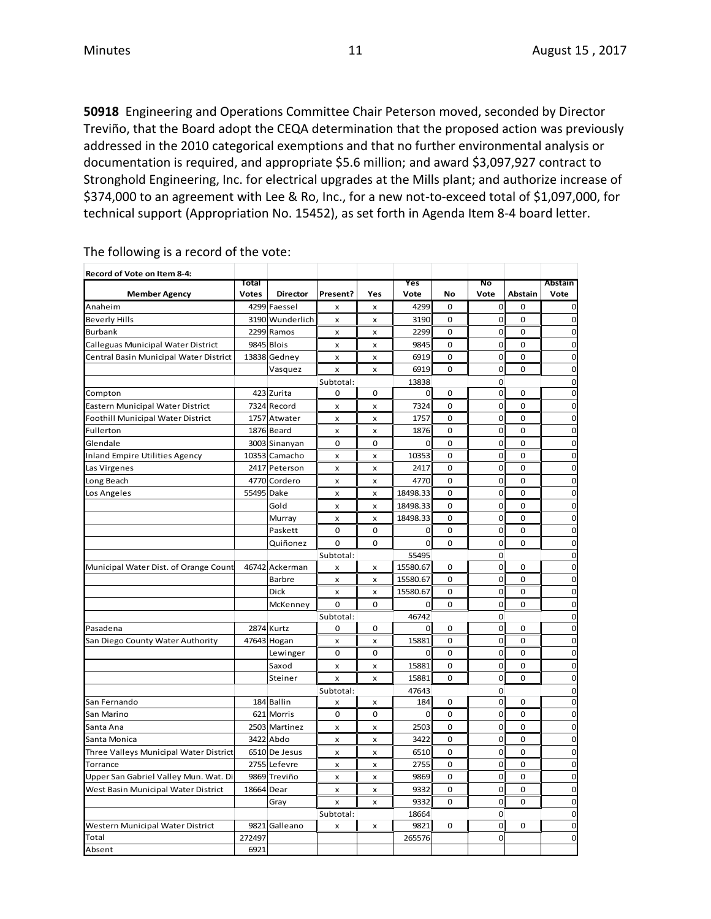**50918** Engineering and Operations Committee Chair Peterson moved, seconded by Director Treviño, that the Board adopt the CEQA determination that the proposed action was previously addressed in the 2010 categorical exemptions and that no further environmental analysis or documentation is required, and appropriate $5.6 million; and award $3,097,927 contract to Stronghold Engineering, Inc. for electrical upgrades at the Mills plant; and authorize increase of $374,000 to an agreement with Lee & Ro, Inc., for a new not-to-exceed total of $1,097,000, for technical support (Appropriation No. 15452), as set forth in Agenda Item 8-4 board letter.

The following is a record of the vote:

| Record of Vote on Item 8-4: | | | | | | | | | |
|---|---|---|---|---|---|---|---|---|---|
| Member Agency | Total Votes | Director | Present? | Yes | Yes Vote | No | No Vote | Abstain | Abstain Vote |
| Anaheim | 4299 | Faessel | x | x | 4299 | 0 | 0 | 0 | 0 |
| Beverly Hills | 3190 | Wunderlich | x | x | 3190 | 0 | 0 | 0 | 0 |
| Burbank | 2299 | Ramos | x | x | 2299 | 0 | 0 | 0 | 0 |
| Calleguas Municipal Water District | 9845 | Blois | x | x | 9845 | 0 | 0 | 0 | 0 |
| Central Basin Municipal Water District | 13838 | Gedney | x | x | 6919 | 0 | 0 | 0 | 0 |
| | | Vasquez | x | x | 6919 | 0 | 0 | 0 | 0 |
| | | | Subtotal: | | 13838 | | 0 | | 0 |
| Compton | 423 | Zurita | 0 | 0 | 0 | 0 | 0 | 0 | 0 |
| Eastern Municipal Water District | 7324 | Record | x | x | 7324 | 0 | 0 | 0 | 0 |
| Foothill Municipal Water District | 1757 | Atwater | x | x | 1757 | 0 | 0 | 0 | 0 |
| Fullerton | 1876 | Beard | x | x | 1876 | 0 | 0 | 0 | 0 |
| Glendale | 3003 | Sinanyan | 0 | 0 | 0 | 0 | 0 | 0 | 0 |
| Inland Empire Utilities Agency | 10353 | Camacho | x | x | 10353 | 0 | 0 | 0 | 0 |
| Las Virgenes | 2417 | Peterson | x | x | 2417 | 0 | 0 | 0 | 0 |
| Long Beach | 4770 | Cordero | x | x | 4770 | 0 | 0 | 0 | 0 |
| Los Angeles | 55495 | Dake | x | x | 18498.33 | 0 | 0 | 0 | 0 |
| | | Gold | x | x | 18498.33 | 0 | 0 | 0 | 0 |
| | | Murray | x | x | 18498.33 | 0 | 0 | 0 | 0 |
| | | Paskett | 0 | 0 | 0 | 0 | 0 | 0 | 0 |
| | | Quiñonez | 0 | 0 | 0 | 0 | 0 | 0 | 0 |
| | | | Subtotal: | | 55495 | | 0 | | 0 |
| Municipal Water Dist. of Orange Count | 46742 | Ackerman | x | x | 15580.67 | 0 | 0 | 0 | 0 |
| | | Barbre | x | x | 15580.67 | 0 | 0 | 0 | 0 |
| | | Dick | x | x | 15580.67 | 0 | 0 | 0 | 0 |
| | | McKenney | 0 | 0 | 0 | 0 | 0 | 0 | 0 |
| | | | Subtotal: | | 46742 | | 0 | | 0 |
| Pasadena | 2874 | Kurtz | 0 | 0 | 0 | 0 | 0 | 0 | 0 |
| San Diego County Water Authority | 47643 | Hogan | x | x | 15881 | 0 | 0 | 0 | 0 |
| | | Lewinger | 0 | 0 | 0 | 0 | 0 | 0 | 0 |
| | | Saxod | x | x | 15881 | 0 | 0 | 0 | 0 |
| | | Steiner | x | x | 15881 | 0 | 0 | 0 | 0 |
| | | | Subtotal: | | 47643 | | 0 | | 0 |
| San Fernando | 184 | Ballin | x | x | 184 | 0 | 0 | 0 | 0 |
| San Marino | 621 | Morris | 0 | 0 | 0 | 0 | 0 | 0 | 0 |
| Santa Ana | 2503 | Martinez | x | x | 2503 | 0 | 0 | 0 | 0 |
| Santa Monica | 3422 | Abdo | x | x | 3422 | 0 | 0 | 0 | 0 |
| Three Valleys Municipal Water District | 6510 | De Jesus | x | x | 6510 | 0 | 0 | 0 | 0 |
| Torrance | 2755 | Lefevre | x | x | 2755 | 0 | 0 | 0 | 0 |
| Upper San Gabriel Valley Mun. Wat. Di | 9869 | Treviño | x | x | 9869 | 0 | 0 | 0 | 0 |
| West Basin Municipal Water District | 18664 | Dear | x | x | 9332 | 0 | 0 | 0 | 0 |
| | | Gray | x | x | 9332 | 0 | 0 | 0 | 0 |
| | | | Subtotal: | | 18664 | | 0 | | 0 |
| Western Municipal Water District | 9821 | Galleano | x | x | 9821 | 0 | 0 | 0 | 0 |
| Total | 272497 | | | | 265576 | | 0 | | 0 |
| Absent | 6921 | | | | | | | | |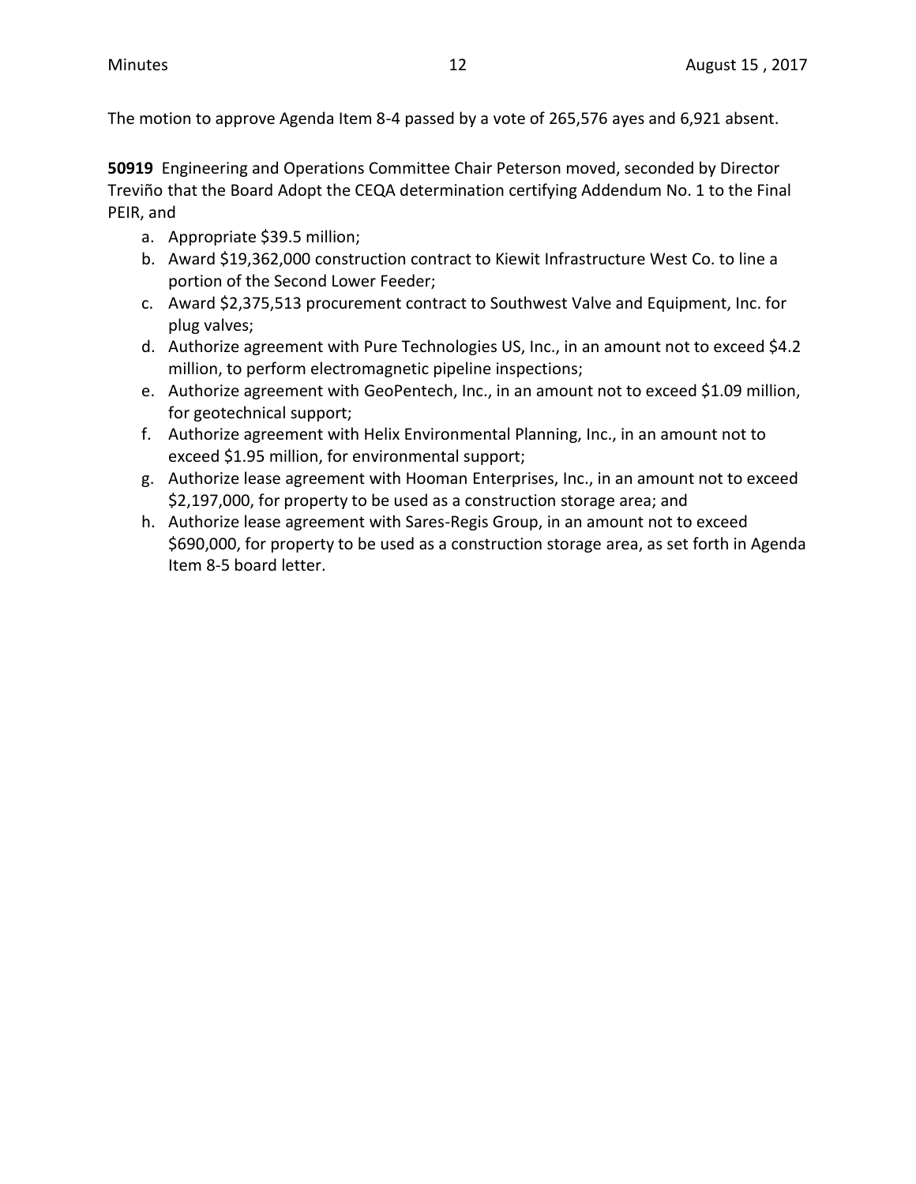The motion to approve Agenda Item 8-4 passed by a vote of 265,576 ayes and 6,921 absent.

**50919** Engineering and Operations Committee Chair Peterson moved, seconded by Director Treviño that the Board Adopt the CEQA determination certifying Addendum No. 1 to the Final PEIR, and

a. Appropriate $39.5 million;
b. Award $19,362,000 construction contract to Kiewit Infrastructure West Co. to line a portion of the Second Lower Feeder;
c. Award $2,375,513 procurement contract to Southwest Valve and Equipment, Inc. for plug valves;
d. Authorize agreement with Pure Technologies US, Inc., in an amount not to exceed $4.2 million, to perform electromagnetic pipeline inspections;
e. Authorize agreement with GeoPentech, Inc., in an amount not to exceed $1.09 million, for geotechnical support;
f. Authorize agreement with Helix Environmental Planning, Inc., in an amount not to exceed $1.95 million, for environmental support;
g. Authorize lease agreement with Hooman Enterprises, Inc., in an amount not to exceed $2,197,000, for property to be used as a construction storage area; and
h. Authorize lease agreement with Sares-Regis Group, in an amount not to exceed $690,000, for property to be used as a construction storage area, as set forth in Agenda Item 8-5 board letter.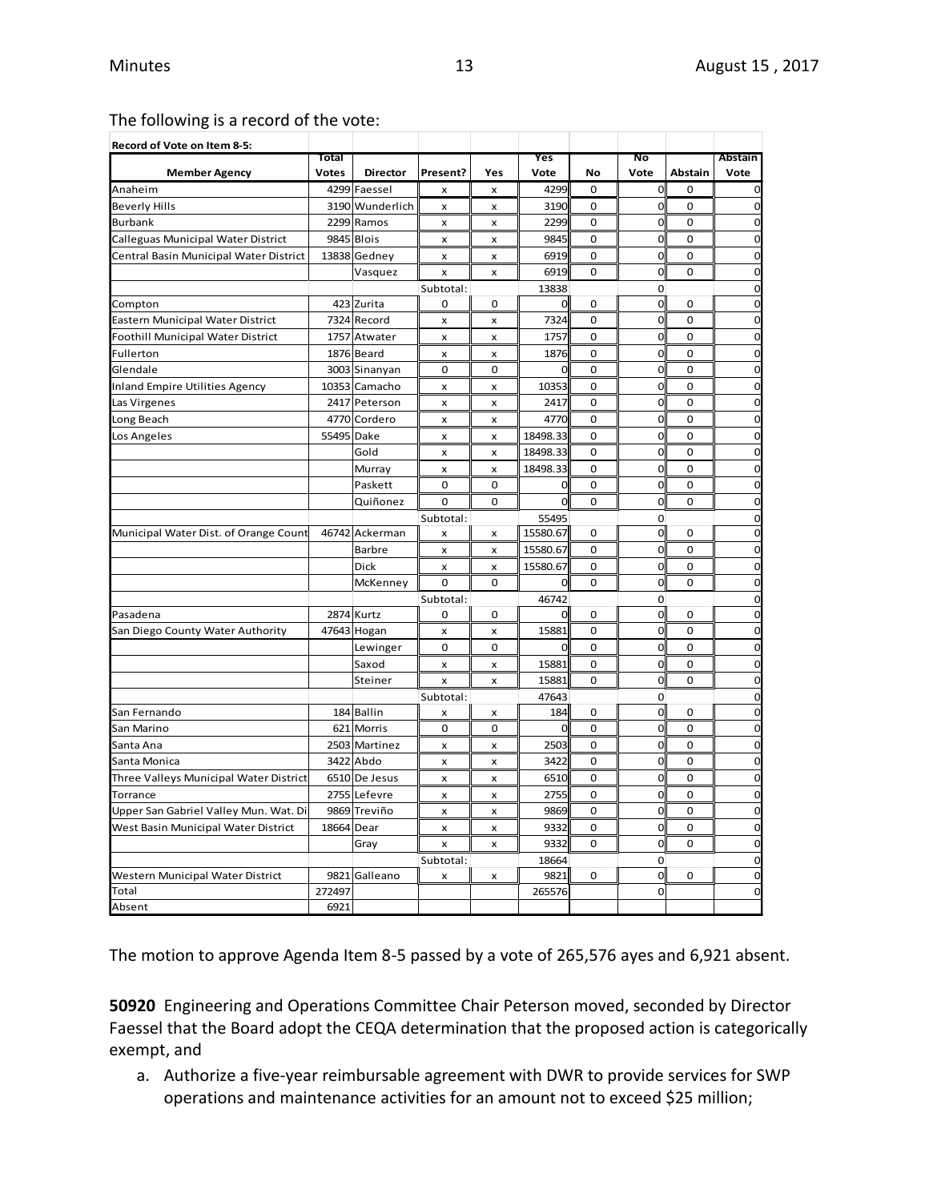The following is a record of the vote:

| Record of Vote on Item 8-5: | | | | | | | | | |
|---|---|---|---|---|---|---|---|---|---|
| **Member Agency** | **Total Votes** | **Director** | **Present?** | **Yes** | **Yes Vote** | **No** | **No Vote** | **Abstain** | **Abstain Vote** |
| Anaheim | 4299 | Faessel | x | x | 4299 | 0 | 0 | 0 | 0 |
| Beverly Hills | 3190 | Wunderlich | x | x | 3190 | 0 | 0 | 0 | 0 |
| Burbank | 2299 | Ramos | x | x | 2299 | 0 | 0 | 0 | 0 |
| Calleguas Municipal Water District | 9845 | Blois | x | x | 9845 | 0 | 0 | 0 | 0 |
| Central Basin Municipal Water District | 13838 | Gedney | x | x | 6919 | 0 | 0 | 0 | 0 |
| | | Vasquez | x | x | 6919 | 0 | 0 | 0 | 0 |
| | | | Subtotal: | | 13838 | | 0 | | 0 |
| Compton | 423 | Zurita | 0 | 0 | 0 | 0 | 0 | 0 | 0 |
| Eastern Municipal Water District | 7324 | Record | x | x | 7324 | 0 | 0 | 0 | 0 |
| Foothill Municipal Water District | 1757 | Atwater | x | x | 1757 | 0 | 0 | 0 | 0 |
| Fullerton | 1876 | Beard | x | x | 1876 | 0 | 0 | 0 | 0 |
| Glendale | 3003 | Sinanyan | 0 | 0 | 0 | 0 | 0 | 0 | 0 |
| Inland Empire Utilities Agency | 10353 | Camacho | x | x | 10353 | 0 | 0 | 0 | 0 |
| Las Virgenes | 2417 | Peterson | x | x | 2417 | 0 | 0 | 0 | 0 |
| Long Beach | 4770 | Cordero | x | x | 4770 | 0 | 0 | 0 | 0 |
| Los Angeles | 55495 | Dake | x | x | 18498.33 | 0 | 0 | 0 | 0 |
| | | Gold | x | x | 18498.33 | 0 | 0 | 0 | 0 |
| | | Murray | x | x | 18498.33 | 0 | 0 | 0 | 0 |
| | | Paskett | 0 | 0 | 0 | 0 | 0 | 0 | 0 |
| | | Quiñonez | 0 | 0 | 0 | 0 | 0 | 0 | 0 |
| | | | Subtotal: | | 55495 | | 0 | | 0 |
| Municipal Water Dist. of Orange Count | 46742 | Ackerman | x | x | 15580.67 | 0 | 0 | 0 | 0 |
| | | Barbre | x | x | 15580.67 | 0 | 0 | 0 | 0 |
| | | Dick | x | x | 15580.67 | 0 | 0 | 0 | 0 |
| | | McKenney | 0 | 0 | 0 | 0 | 0 | 0 | 0 |
| | | | Subtotal: | | 46742 | | 0 | | 0 |
| Pasadena | 2874 | Kurtz | 0 | 0 | 0 | 0 | 0 | 0 | 0 |
| San Diego County Water Authority | 47643 | Hogan | x | x | 15881 | 0 | 0 | 0 | 0 |
| | | Lewinger | 0 | 0 | 0 | 0 | 0 | 0 | 0 |
| | | Saxod | x | x | 15881 | 0 | 0 | 0 | 0 |
| | | Steiner | x | x | 15881 | 0 | 0 | 0 | 0 |
| | | | Subtotal: | | 47643 | | 0 | | 0 |
| San Fernando | 184 | Ballin | x | x | 184 | 0 | 0 | 0 | 0 |
| San Marino | 621 | Morris | 0 | 0 | 0 | 0 | 0 | 0 | 0 |
| Santa Ana | 2503 | Martinez | x | x | 2503 | 0 | 0 | 0 | 0 |
| Santa Monica | 3422 | Abdo | x | x | 3422 | 0 | 0 | 0 | 0 |
| Three Valleys Municipal Water District | 6510 | De Jesus | x | x | 6510 | 0 | 0 | 0 | 0 |
| Torrance | 2755 | Lefevre | x | x | 2755 | 0 | 0 | 0 | 0 |
| Upper San Gabriel Valley Mun. Wat. Di | 9869 | Treviño | x | x | 9869 | 0 | 0 | 0 | 0 |
| West Basin Municipal Water District | 18664 | Dear | x | x | 9332 | 0 | 0 | 0 | 0 |
| | | Gray | x | x | 9332 | 0 | 0 | 0 | 0 |
| | | | Subtotal: | | 18664 | | 0 | | 0 |
| Western Municipal Water District | 9821 | Galleano | x | x | 9821 | 0 | 0 | 0 | 0 |
| Total | 272497 | | | | 265576 | | 0 | | 0 |
| Absent | 6921 | | | | | | | | |

The motion to approve Agenda Item 8-5 passed by a vote of 265,576 ayes and 6,921 absent.

**50920** Engineering and Operations Committee Chair Peterson moved, seconded by Director Faessel that the Board adopt the CEQA determination that the proposed action is categorically exempt, and

a. Authorize a five-year reimbursable agreement with DWR to provide services for SWP operations and maintenance activities for an amount not to exceed $25 million;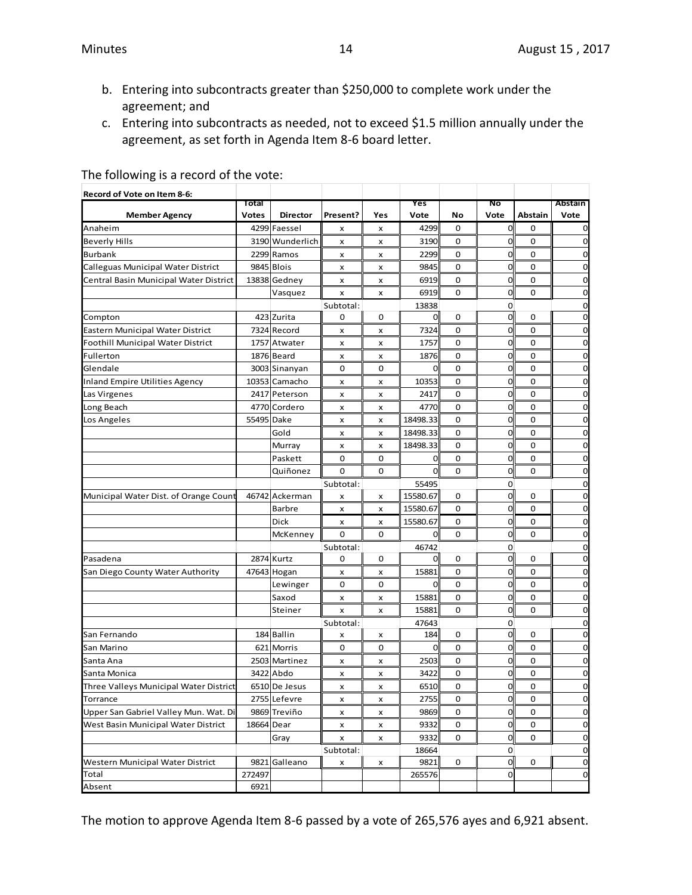b. Entering into subcontracts greater than $250,000 to complete work under the agreement; and
c. Entering into subcontracts as needed, not to exceed $1.5 million annually under the agreement, as set forth in Agenda Item 8-6 board letter.

The following is a record of the vote:

**Record of Vote on Item 8-6:**

| Member Agency | Total Votes | Director | Present? | Yes | Yes Vote | No | No Vote | Abstain | Abstain Vote |
|---|---|---|---|---|---|---|---|---|---|
| Anaheim | 4299 | Faessel | x | x | 4299 | 0 | 0 | 0 | 0 |
| Beverly Hills | 3190 | Wunderlich | x | x | 3190 | 0 | 0 | 0 | 0 |
| Burbank | 2299 | Ramos | x | x | 2299 | 0 | 0 | 0 | 0 |
| Calleguas Municipal Water District | 9845 | Blois | x | x | 9845 | 0 | 0 | 0 | 0 |
| Central Basin Municipal Water District | 13838 | Gedney | x | x | 6919 | 0 | 0 | 0 | 0 |
| | | Vasquez | x | x | 6919 | 0 | 0 | 0 | 0 |
| | | | Subtotal: | | 13838 | | 0 | | 0 |
| Compton | 423 | Zurita | 0 | 0 | 0 | 0 | 0 | 0 | 0 |
| Eastern Municipal Water District | 7324 | Record | x | x | 7324 | 0 | 0 | 0 | 0 |
| Foothill Municipal Water District | 1757 | Atwater | x | x | 1757 | 0 | 0 | 0 | 0 |
| Fullerton | 1876 | Beard | x | x | 1876 | 0 | 0 | 0 | 0 |
| Glendale | 3003 | Sinanyan | 0 | 0 | 0 | 0 | 0 | 0 | 0 |
| Inland Empire Utilities Agency | 10353 | Camacho | x | x | 10353 | 0 | 0 | 0 | 0 |
| Las Virgenes | 2417 | Peterson | x | x | 2417 | 0 | 0 | 0 | 0 |
| Long Beach | 4770 | Cordero | x | x | 4770 | 0 | 0 | 0 | 0 |
| Los Angeles | 55495 | Dake | x | x | 18498.33 | 0 | 0 | 0 | 0 |
| | | Gold | x | x | 18498.33 | 0 | 0 | 0 | 0 |
| | | Murray | x | x | 18498.33 | 0 | 0 | 0 | 0 |
| | | Paskett | 0 | 0 | 0 | 0 | 0 | 0 | 0 |
| | | Quiñonez | 0 | 0 | 0 | 0 | 0 | 0 | 0 |
| | | | Subtotal: | | 55495 | | 0 | | 0 |
| Municipal Water Dist. of Orange Count | 46742 | Ackerman | x | x | 15580.67 | 0 | 0 | 0 | 0 |
| | | Barbre | x | x | 15580.67 | 0 | 0 | 0 | 0 |
| | | Dick | x | x | 15580.67 | 0 | 0 | 0 | 0 |
| | | McKenney | 0 | 0 | 0 | 0 | 0 | 0 | 0 |
| | | | Subtotal: | | 46742 | | 0 | | 0 |
| Pasadena | 2874 | Kurtz | 0 | 0 | 0 | 0 | 0 | 0 | 0 |
| San Diego County Water Authority | 47643 | Hogan | x | x | 15881 | 0 | 0 | 0 | 0 |
| | | Lewinger | 0 | 0 | 0 | 0 | 0 | 0 | 0 |
| | | Saxod | x | x | 15881 | 0 | 0 | 0 | 0 |
| | | Steiner | x | x | 15881 | 0 | 0 | 0 | 0 |
| | | | Subtotal: | | 47643 | | 0 | | 0 |
| San Fernando | 184 | Ballin | x | x | 184 | 0 | 0 | 0 | 0 |
| San Marino | 621 | Morris | 0 | 0 | 0 | 0 | 0 | 0 | 0 |
| Santa Ana | 2503 | Martinez | x | x | 2503 | 0 | 0 | 0 | 0 |
| Santa Monica | 3422 | Abdo | x | x | 3422 | 0 | 0 | 0 | 0 |
| Three Valleys Municipal Water District | 6510 | De Jesus | x | x | 6510 | 0 | 0 | 0 | 0 |
| Torrance | 2755 | Lefevre | x | x | 2755 | 0 | 0 | 0 | 0 |
| Upper San Gabriel Valley Mun. Wat. Di | 9869 | Treviño | x | x | 9869 | 0 | 0 | 0 | 0 |
| West Basin Municipal Water District | 18664 | Dear | x | x | 9332 | 0 | 0 | 0 | 0 |
| | | Gray | x | x | 9332 | 0 | 0 | 0 | 0 |
| | | | Subtotal: | | 18664 | | 0 | | 0 |
| Western Municipal Water District | 9821 | Galleano | x | x | 9821 | 0 | 0 | 0 | 0 |
| Total | 272497 | | | | 265576 | | 0 | | 0 |
| Absent | 6921 | | | | | | | | |

The motion to approve Agenda Item 8-6 passed by a vote of 265,576 ayes and 6,921 absent.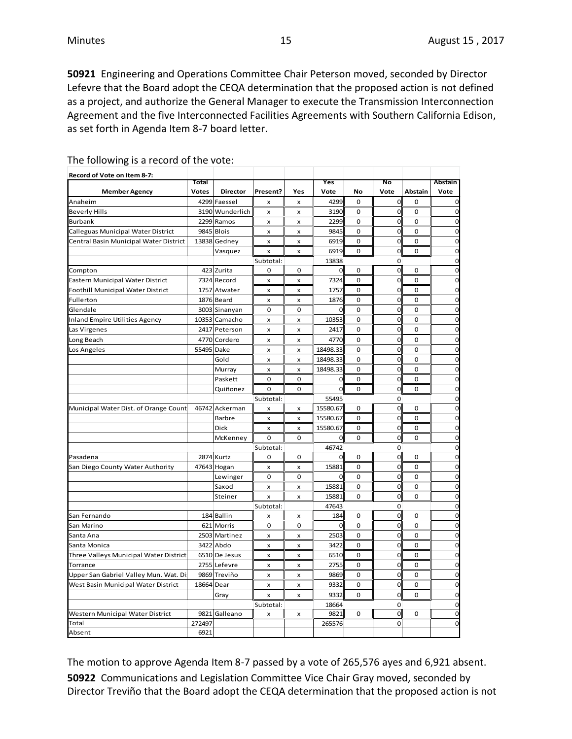**50921** Engineering and Operations Committee Chair Peterson moved, seconded by Director Lefevre that the Board adopt the CEQA determination that the proposed action is not defined as a project, and authorize the General Manager to execute the Transmission Interconnection Agreement and the five Interconnected Facilities Agreements with Southern California Edison, as set forth in Agenda Item 8-7 board letter.

The following is a record of the vote:

| Record of Vote on Item 8-7: | | | | | | | | | |
|---|---|---|---|---|---|---|---|---|---|
| Member Agency | Total Votes | Director | Present? | Yes | Yes Vote | No | No Vote | Abstain | Abstain Vote |
| Anaheim | 4299 | Faessel | x | x | 4299 | 0 | 0 | 0 | 0 |
| Beverly Hills | 3190 | Wunderlich | x | x | 3190 | 0 | 0 | 0 | 0 |
| Burbank | 2299 | Ramos | x | x | 2299 | 0 | 0 | 0 | 0 |
| Calleguas Municipal Water District | 9845 | Blois | x | x | 9845 | 0 | 0 | 0 | 0 |
| Central Basin Municipal Water District | 13838 | Gedney | x | x | 6919 | 0 | 0 | 0 | 0 |
| | | Vasquez | x | x | 6919 | 0 | 0 | 0 | 0 |
| | | | Subtotal: | | 13838 | | 0 | | 0 |
| Compton | 423 | Zurita | 0 | 0 | 0 | 0 | 0 | 0 | 0 |
| Eastern Municipal Water District | 7324 | Record | x | x | 7324 | 0 | 0 | 0 | 0 |
| Foothill Municipal Water District | 1757 | Atwater | x | x | 1757 | 0 | 0 | 0 | 0 |
| Fullerton | 1876 | Beard | x | x | 1876 | 0 | 0 | 0 | 0 |
| Glendale | 3003 | Sinanyan | 0 | 0 | 0 | 0 | 0 | 0 | 0 |
| Inland Empire Utilities Agency | 10353 | Camacho | x | x | 10353 | 0 | 0 | 0 | 0 |
| Las Virgenes | 2417 | Peterson | x | x | 2417 | 0 | 0 | 0 | 0 |
| Long Beach | 4770 | Cordero | x | x | 4770 | 0 | 0 | 0 | 0 |
| Los Angeles | 55495 | Dake | x | x | 18498.33 | 0 | 0 | 0 | 0 |
| | | Gold | x | x | 18498.33 | 0 | 0 | 0 | 0 |
| | | Murray | x | x | 18498.33 | 0 | 0 | 0 | 0 |
| | | Paskett | 0 | 0 | 0 | 0 | 0 | 0 | 0 |
| | | Quiñonez | 0 | 0 | 0 | 0 | 0 | 0 | 0 |
| | | | Subtotal: | | 55495 | | 0 | | 0 |
| Municipal Water Dist. of Orange Count | 46742 | Ackerman | x | x | 15580.67 | 0 | 0 | 0 | 0 |
| | | Barbre | x | x | 15580.67 | 0 | 0 | 0 | 0 |
| | | Dick | x | x | 15580.67 | 0 | 0 | 0 | 0 |
| | | McKenney | 0 | 0 | 0 | 0 | 0 | 0 | 0 |
| | | | Subtotal: | | 46742 | | 0 | | 0 |
| Pasadena | 2874 | Kurtz | 0 | 0 | 0 | 0 | 0 | 0 | 0 |
| San Diego County Water Authority | 47643 | Hogan | x | x | 15881 | 0 | 0 | 0 | 0 |
| | | Lewinger | 0 | 0 | 0 | 0 | 0 | 0 | 0 |
| | | Saxod | x | x | 15881 | 0 | 0 | 0 | 0 |
| | | Steiner | x | x | 15881 | 0 | 0 | 0 | 0 |
| | | | Subtotal: | | 47643 | | 0 | | 0 |
| San Fernando | 184 | Ballin | x | x | 184 | 0 | 0 | 0 | 0 |
| San Marino | 621 | Morris | 0 | 0 | 0 | 0 | 0 | 0 | 0 |
| Santa Ana | 2503 | Martinez | x | x | 2503 | 0 | 0 | 0 | 0 |
| Santa Monica | 3422 | Abdo | x | x | 3422 | 0 | 0 | 0 | 0 |
| Three Valleys Municipal Water District | 6510 | De Jesus | x | x | 6510 | 0 | 0 | 0 | 0 |
| Torrance | 2755 | Lefevre | x | x | 2755 | 0 | 0 | 0 | 0 |
| Upper San Gabriel Valley Mun. Wat. Di | 9869 | Treviño | x | x | 9869 | 0 | 0 | 0 | 0 |
| West Basin Municipal Water District | 18664 | Dear | x | x | 9332 | 0 | 0 | 0 | 0 |
| | | Gray | x | x | 9332 | 0 | 0 | 0 | 0 |
| | | | Subtotal: | | 18664 | | 0 | | 0 |
| Western Municipal Water District | 9821 | Galleano | x | x | 9821 | 0 | 0 | 0 | 0 |
| Total | 272497 | | | | 265576 | | 0 | | 0 |
| Absent | 6921 | | | | | | | | |

The motion to approve Agenda Item 8-7 passed by a vote of 265,576 ayes and 6,921 absent.

**50922** Communications and Legislation Committee Vice Chair Gray moved, seconded by Director Treviño that the Board adopt the CEQA determination that the proposed action is not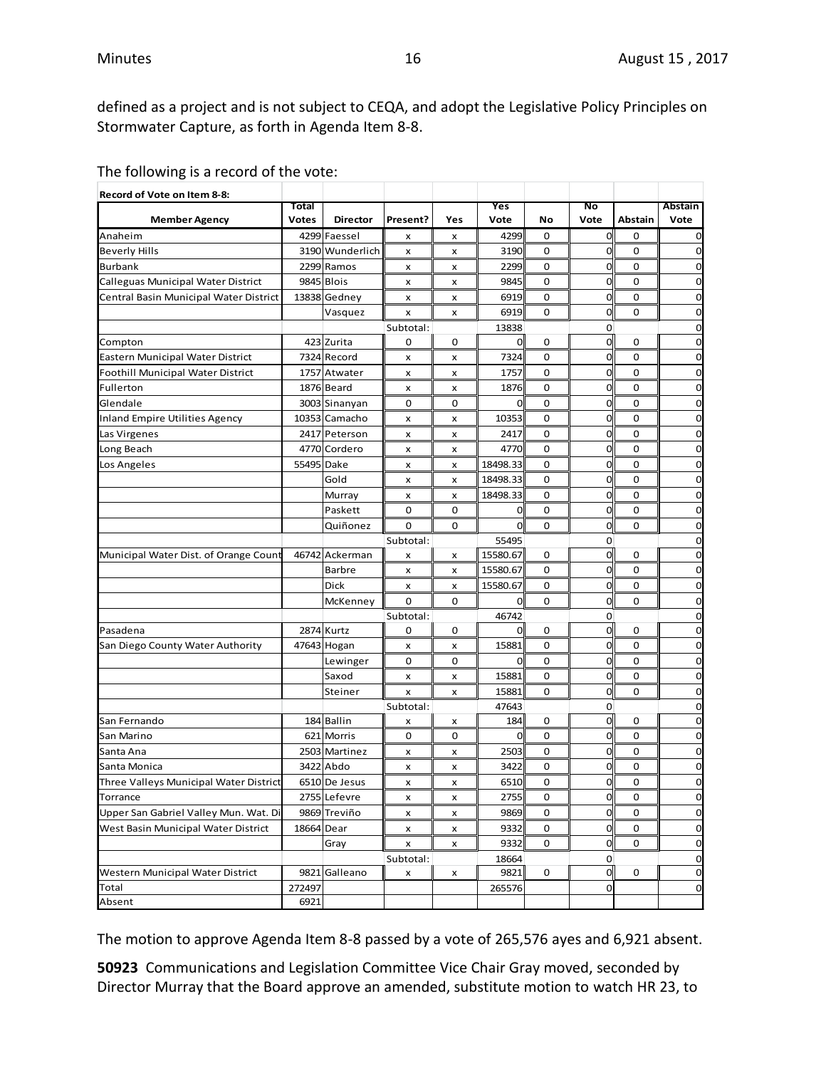defined as a project and is not subject to CEQA, and adopt the Legislative Policy Principles on Stormwater Capture, as forth in Agenda Item 8-8.

The following is a record of the vote:

| Record of Vote on Item 8-8: | | | | | | | | | |
|---|---|---|---|---|---|---|---|---|---|
| **Member Agency** | **Total Votes** | **Director** | **Present?** | **Yes** | **Yes Vote** | **No** | **No Vote** | **Abstain** | **Abstain Vote** |
| Anaheim | 4299 | Faessel | x | x | 4299 | 0 | 0 | 0 | 0 |
| Beverly Hills | 3190 | Wunderlich | x | x | 3190 | 0 | 0 | 0 | 0 |
| Burbank | 2299 | Ramos | x | x | 2299 | 0 | 0 | 0 | 0 |
| Calleguas Municipal Water District | 9845 | Blois | x | x | 9845 | 0 | 0 | 0 | 0 |
| Central Basin Municipal Water District | 13838 | Gedney | x | x | 6919 | 0 | 0 | 0 | 0 |
| | | Vasquez | x | x | 6919 | 0 | 0 | 0 | 0 |
| | | | Subtotal: | | 13838 | | 0 | | 0 |
| Compton | 423 | Zurita | 0 | 0 | 0 | 0 | 0 | 0 | 0 |
| Eastern Municipal Water District | 7324 | Record | x | x | 7324 | 0 | 0 | 0 | 0 |
| Foothill Municipal Water District | 1757 | Atwater | x | x | 1757 | 0 | 0 | 0 | 0 |
| Fullerton | 1876 | Beard | x | x | 1876 | 0 | 0 | 0 | 0 |
| Glendale | 3003 | Sinanyan | 0 | 0 | 0 | 0 | 0 | 0 | 0 |
| Inland Empire Utilities Agency | 10353 | Camacho | x | x | 10353 | 0 | 0 | 0 | 0 |
| Las Virgenes | 2417 | Peterson | x | x | 2417 | 0 | 0 | 0 | 0 |
| Long Beach | 4770 | Cordero | x | x | 4770 | 0 | 0 | 0 | 0 |
| Los Angeles | 55495 | Dake | x | x | 18498.33 | 0 | 0 | 0 | 0 |
| | | Gold | x | x | 18498.33 | 0 | 0 | 0 | 0 |
| | | Murray | x | x | 18498.33 | 0 | 0 | 0 | 0 |
| | | Paskett | 0 | 0 | 0 | 0 | 0 | 0 | 0 |
| | | Quiñonez | 0 | 0 | 0 | 0 | 0 | 0 | 0 |
| | | | Subtotal: | | 55495 | | 0 | | 0 |
| Municipal Water Dist. of Orange Count | 46742 | Ackerman | x | x | 15580.67 | 0 | 0 | 0 | 0 |
| | | Barbre | x | x | 15580.67 | 0 | 0 | 0 | 0 |
| | | Dick | x | x | 15580.67 | 0 | 0 | 0 | 0 |
| | | McKenney | 0 | 0 | 0 | 0 | 0 | 0 | 0 |
| | | | Subtotal: | | 46742 | | 0 | | 0 |
| Pasadena | 2874 | Kurtz | 0 | 0 | 0 | 0 | 0 | 0 | 0 |
| San Diego County Water Authority | 47643 | Hogan | x | x | 15881 | 0 | 0 | 0 | 0 |
| | | Lewinger | 0 | 0 | 0 | 0 | 0 | 0 | 0 |
| | | Saxod | x | x | 15881 | 0 | 0 | 0 | 0 |
| | | Steiner | x | x | 15881 | 0 | 0 | 0 | 0 |
| | | | Subtotal: | | 47643 | | 0 | | 0 |
| San Fernando | 184 | Ballin | x | x | 184 | 0 | 0 | 0 | 0 |
| San Marino | 621 | Morris | 0 | 0 | 0 | 0 | 0 | 0 | 0 |
| Santa Ana | 2503 | Martinez | x | x | 2503 | 0 | 0 | 0 | 0 |
| Santa Monica | 3422 | Abdo | x | x | 3422 | 0 | 0 | 0 | 0 |
| Three Valleys Municipal Water District | 6510 | De Jesus | x | x | 6510 | 0 | 0 | 0 | 0 |
| Torrance | 2755 | Lefevre | x | x | 2755 | 0 | 0 | 0 | 0 |
| Upper San Gabriel Valley Mun. Wat. Di | 9869 | Treviño | x | x | 9869 | 0 | 0 | 0 | 0 |
| West Basin Municipal Water District | 18664 | Dear | x | x | 9332 | 0 | 0 | 0 | 0 |
| | | Gray | x | x | 9332 | 0 | 0 | 0 | 0 |
| | | | Subtotal: | | 18664 | | 0 | | 0 |
| Western Municipal Water District | 9821 | Galleano | x | x | 9821 | 0 | 0 | 0 | 0 |
| Total | 272497 | | | | 265576 | | 0 | | 0 |
| Absent | 6921 | | | | | | | | |

The motion to approve Agenda Item 8-8 passed by a vote of 265,576 ayes and 6,921 absent.

**50923** Communications and Legislation Committee Vice Chair Gray moved, seconded by Director Murray that the Board approve an amended, substitute motion to watch HR 23, to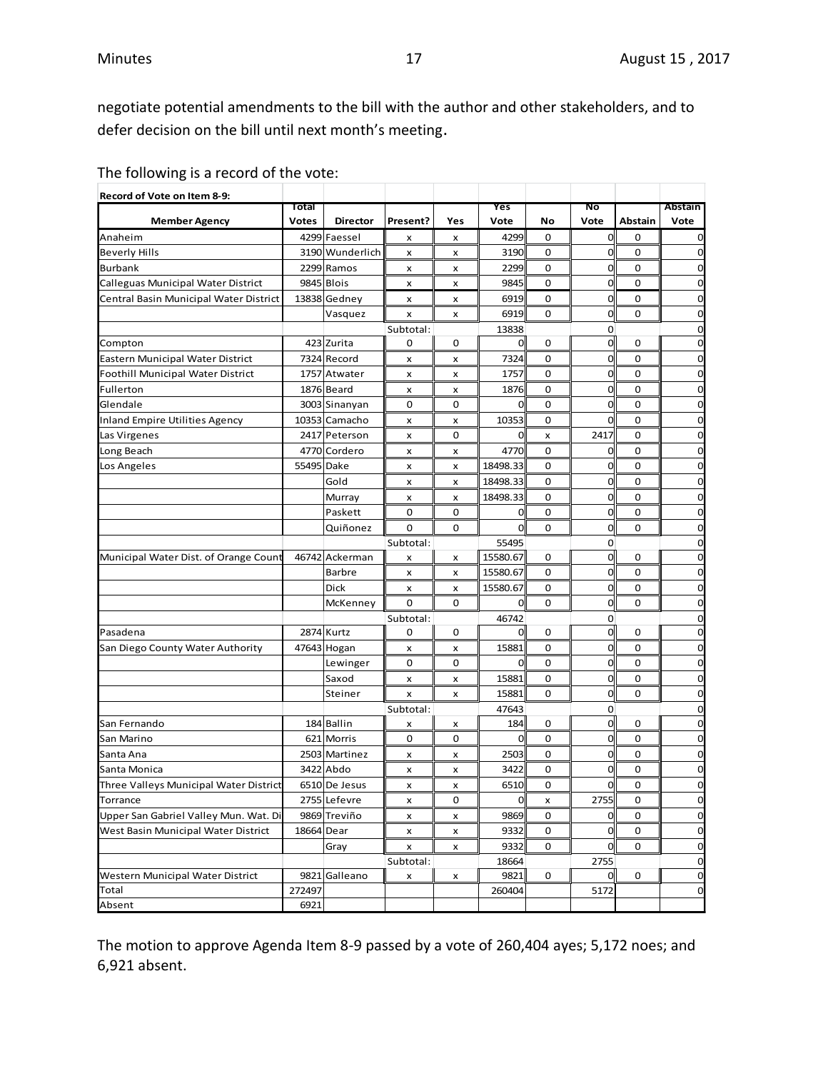negotiate potential amendments to the bill with the author and other stakeholders, and to defer decision on the bill until next month's meeting.

The following is a record of the vote:

| Record of Vote on Item 8-9: | | | | | | | | | |
|---|---|---|---|---|---|---|---|---|---|
| **Member Agency** | **Total Votes** | **Director** | **Present?** | **Yes** | **Yes Vote** | **No** | **No Vote** | **Abstain** | **Abstain Vote** |
| Anaheim | 4299 | Faessel | x | x | 4299 | 0 | 0 | 0 | 0 |
| Beverly Hills | 3190 | Wunderlich | x | x | 3190 | 0 | 0 | 0 | 0 |
| Burbank | 2299 | Ramos | x | x | 2299 | 0 | 0 | 0 | 0 |
| Calleguas Municipal Water District | 9845 | Blois | x | x | 9845 | 0 | 0 | 0 | 0 |
| Central Basin Municipal Water District | 13838 | Gedney | x | x | 6919 | 0 | 0 | 0 | 0 |
| | | Vasquez | x | x | 6919 | 0 | 0 | 0 | 0 |
| | | | Subtotal: | | 13838 | | 0 | | 0 |
| Compton | 423 | Zurita | 0 | 0 | 0 | 0 | 0 | 0 | 0 |
| Eastern Municipal Water District | 7324 | Record | x | x | 7324 | 0 | 0 | 0 | 0 |
| Foothill Municipal Water District | 1757 | Atwater | x | x | 1757 | 0 | 0 | 0 | 0 |
| Fullerton | 1876 | Beard | x | x | 1876 | 0 | 0 | 0 | 0 |
| Glendale | 3003 | Sinanyan | 0 | 0 | 0 | 0 | 0 | 0 | 0 |
| Inland Empire Utilities Agency | 10353 | Camacho | x | x | 10353 | 0 | 0 | 0 | 0 |
| Las Virgenes | 2417 | Peterson | x | 0 | 0 | x | 2417 | 0 | 0 |
| Long Beach | 4770 | Cordero | x | x | 4770 | 0 | 0 | 0 | 0 |
| Los Angeles | 55495 | Dake | x | x | 18498.33 | 0 | 0 | 0 | 0 |
| | | Gold | x | x | 18498.33 | 0 | 0 | 0 | 0 |
| | | Murray | x | x | 18498.33 | 0 | 0 | 0 | 0 |
| | | Paskett | 0 | 0 | 0 | 0 | 0 | 0 | 0 |
| | | Quiñonez | 0 | 0 | 0 | 0 | 0 | 0 | 0 |
| | | | Subtotal: | | 55495 | | 0 | | 0 |
| Municipal Water Dist. of Orange Count | 46742 | Ackerman | x | x | 15580.67 | 0 | 0 | 0 | 0 |
| | | Barbre | x | x | 15580.67 | 0 | 0 | 0 | 0 |
| | | Dick | x | x | 15580.67 | 0 | 0 | 0 | 0 |
| | | McKenney | 0 | 0 | 0 | 0 | 0 | 0 | 0 |
| | | | Subtotal: | | 46742 | | 0 | | 0 |
| Pasadena | 2874 | Kurtz | 0 | 0 | 0 | 0 | 0 | 0 | 0 |
| San Diego County Water Authority | 47643 | Hogan | x | x | 15881 | 0 | 0 | 0 | 0 |
| | | Lewinger | 0 | 0 | 0 | 0 | 0 | 0 | 0 |
| | | Saxod | x | x | 15881 | 0 | 0 | 0 | 0 |
| | | Steiner | x | x | 15881 | 0 | 0 | 0 | 0 |
| | | | Subtotal: | | 47643 | | 0 | | 0 |
| San Fernando | 184 | Ballin | x | x | 184 | 0 | 0 | 0 | 0 |
| San Marino | 621 | Morris | 0 | 0 | 0 | 0 | 0 | 0 | 0 |
| Santa Ana | 2503 | Martinez | x | x | 2503 | 0 | 0 | 0 | 0 |
| Santa Monica | 3422 | Abdo | x | x | 3422 | 0 | 0 | 0 | 0 |
| Three Valleys Municipal Water District | 6510 | De Jesus | x | x | 6510 | 0 | 0 | 0 | 0 |
| Torrance | 2755 | Lefevre | x | 0 | 0 | x | 2755 | 0 | 0 |
| Upper San Gabriel Valley Mun. Wat. Di | 9869 | Treviño | x | x | 9869 | 0 | 0 | 0 | 0 |
| West Basin Municipal Water District | 18664 | Dear | x | x | 9332 | 0 | 0 | 0 | 0 |
| | | Gray | x | x | 9332 | 0 | 0 | 0 | 0 |
| | | | Subtotal: | | 18664 | | 2755 | | 0 |
| Western Municipal Water District | 9821 | Galleano | x | x | 9821 | 0 | 0 | 0 | 0 |
| Total | 272497 | | | | 260404 | | 5172 | | 0 |
| Absent | 6921 | | | | | | | | |

The motion to approve Agenda Item 8-9 passed by a vote of 260,404 ayes; 5,172 noes; and 6,921 absent.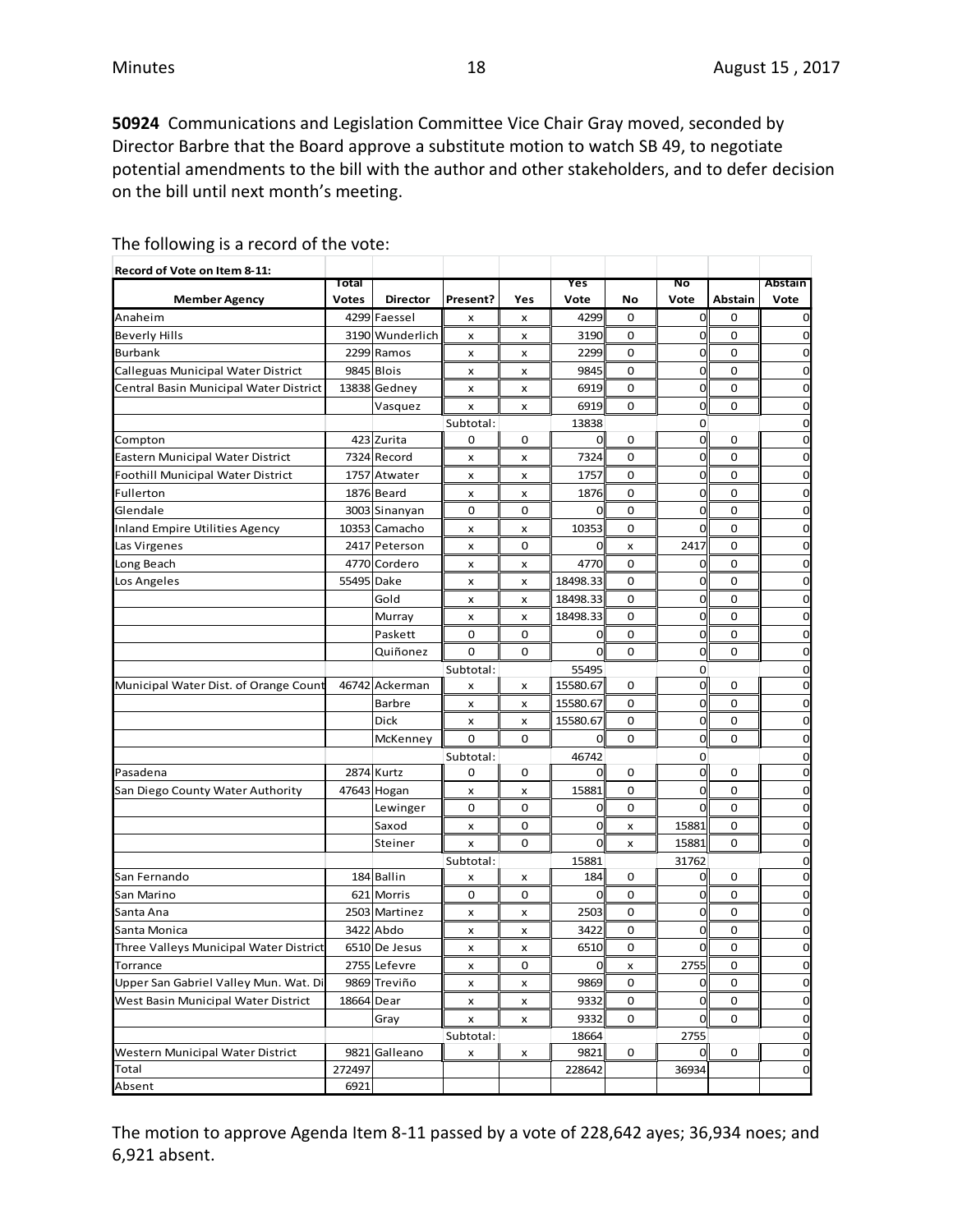**50924** Communications and Legislation Committee Vice Chair Gray moved, seconded by Director Barbre that the Board approve a substitute motion to watch SB 49, to negotiate potential amendments to the bill with the author and other stakeholders, and to defer decision on the bill until next month's meeting.

The following is a record of the vote:

| Record of Vote on Item 8-11: | | | | | | | | | |
|---|---|---|---|---|---|---|---|---|---|
| **Member Agency** | **Total Votes** | **Director** | **Present?** | **Yes** | **Yes Vote** | **No** | **No Vote** | **Abstain** | **Abstain Vote** |
| Anaheim | 4299 | Faessel | x | x | 4299 | 0 | 0 | 0 | 0 |
| Beverly Hills | 3190 | Wunderlich | x | x | 3190 | 0 | 0 | 0 | 0 |
| Burbank | 2299 | Ramos | x | x | 2299 | 0 | 0 | 0 | 0 |
| Calleguas Municipal Water District | 9845 | Blois | x | x | 9845 | 0 | 0 | 0 | 0 |
| Central Basin Municipal Water District | 13838 | Gedney | x | x | 6919 | 0 | 0 | 0 | 0 |
| | | Vasquez | x | x | 6919 | 0 | 0 | 0 | 0 |
| | | | Subtotal: | | 13838 | | 0 | | 0 |
| Compton | 423 | Zurita | 0 | 0 | 0 | 0 | 0 | 0 | 0 |
| Eastern Municipal Water District | 7324 | Record | x | x | 7324 | 0 | 0 | 0 | 0 |
| Foothill Municipal Water District | 1757 | Atwater | x | x | 1757 | 0 | 0 | 0 | 0 |
| Fullerton | 1876 | Beard | x | x | 1876 | 0 | 0 | 0 | 0 |
| Glendale | 3003 | Sinanyan | 0 | 0 | 0 | 0 | 0 | 0 | 0 |
| Inland Empire Utilities Agency | 10353 | Camacho | x | x | 10353 | 0 | 0 | 0 | 0 |
| Las Virgenes | 2417 | Peterson | x | 0 | 0 | x | 2417 | 0 | 0 |
| Long Beach | 4770 | Cordero | x | x | 4770 | 0 | 0 | 0 | 0 |
| Los Angeles | 55495 | Dake | x | x | 18498.33 | 0 | 0 | 0 | 0 |
| | | Gold | x | x | 18498.33 | 0 | 0 | 0 | 0 |
| | | Murray | x | x | 18498.33 | 0 | 0 | 0 | 0 |
| | | Paskett | 0 | 0 | 0 | 0 | 0 | 0 | 0 |
| | | Quiñonez | 0 | 0 | 0 | 0 | 0 | 0 | 0 |
| | | | Subtotal: | | 55495 | | 0 | | 0 |
| Municipal Water Dist. of Orange Count | 46742 | Ackerman | x | x | 15580.67 | 0 | 0 | 0 | 0 |
| | | Barbre | x | x | 15580.67 | 0 | 0 | 0 | 0 |
| | | Dick | x | x | 15580.67 | 0 | 0 | 0 | 0 |
| | | McKenney | 0 | 0 | 0 | 0 | 0 | 0 | 0 |
| | | | Subtotal: | | 46742 | | 0 | | 0 |
| Pasadena | 2874 | Kurtz | 0 | 0 | 0 | 0 | 0 | 0 | 0 |
| San Diego County Water Authority | 47643 | Hogan | x | x | 15881 | 0 | 0 | 0 | 0 |
| | | Lewinger | 0 | 0 | 0 | 0 | 0 | 0 | 0 |
| | | Saxod | x | 0 | 0 | x | 15881 | 0 | 0 |
| | | Steiner | x | 0 | 0 | x | 15881 | 0 | 0 |
| | | | Subtotal: | | 15881 | | 31762 | | 0 |
| San Fernando | 184 | Ballin | x | x | 184 | 0 | 0 | 0 | 0 |
| San Marino | 621 | Morris | 0 | 0 | 0 | 0 | 0 | 0 | 0 |
| Santa Ana | 2503 | Martinez | x | x | 2503 | 0 | 0 | 0 | 0 |
| Santa Monica | 3422 | Abdo | x | x | 3422 | 0 | 0 | 0 | 0 |
| Three Valleys Municipal Water District | 6510 | De Jesus | x | x | 6510 | 0 | 0 | 0 | 0 |
| Torrance | 2755 | Lefevre | x | 0 | 0 | x | 2755 | 0 | 0 |
| Upper San Gabriel Valley Mun. Wat. Di | 9869 | Treviño | x | x | 9869 | 0 | 0 | 0 | 0 |
| West Basin Municipal Water District | 18664 | Dear | x | x | 9332 | 0 | 0 | 0 | 0 |
| | | Gray | x | x | 9332 | 0 | 0 | 0 | 0 |
| | | | Subtotal: | | 18664 | | 2755 | | 0 |
| Western Municipal Water District | 9821 | Galleano | x | x | 9821 | 0 | 0 | 0 | 0 |
| Total | 272497 | | | | 228642 | | 36934 | | 0 |
| Absent | 6921 | | | | | | | | |

The motion to approve Agenda Item 8-11 passed by a vote of 228,642 ayes; 36,934 noes; and 6,921 absent.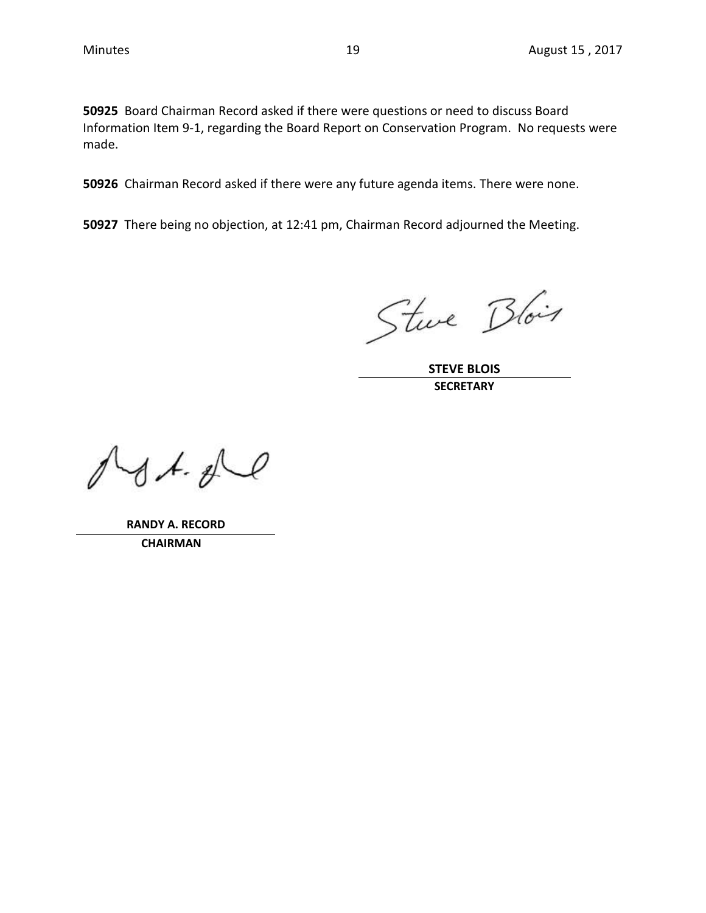**50925** Board Chairman Record asked if there were questions or need to discuss Board Information Item 9-1, regarding the Board Report on Conservation Program. No requests were made.

**50926** Chairman Record asked if there were any future agenda items. There were none.

**50927** There being no objection, at 12:41 pm, Chairman Record adjourned the Meeting.

**STEVE BLOIS**
**SECRETARY**

**RANDY A. RECORD**
**CHAIRMAN**